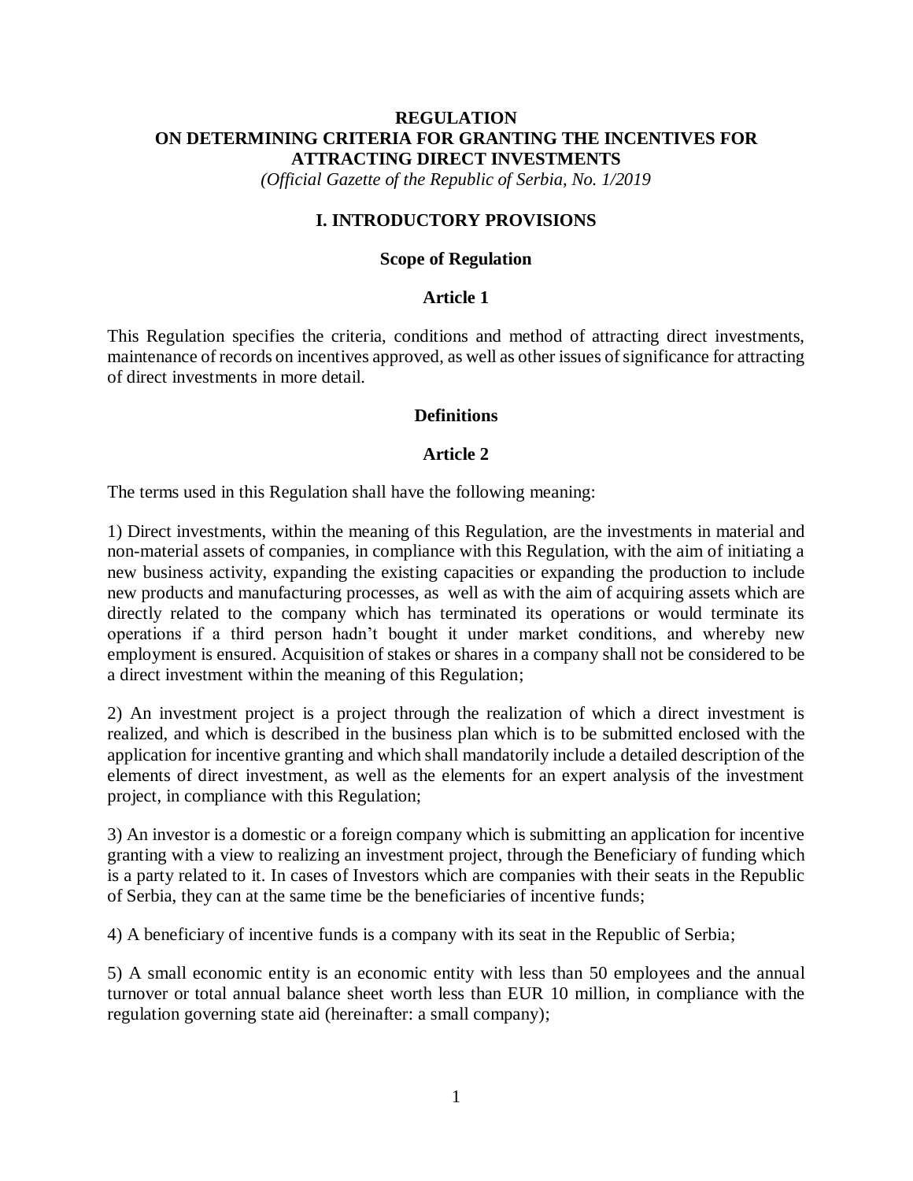# REGULATION ON DETERMINING CRITERIA FOR GRANTING THE INCENTIVES FOR ATTRACTING DIRECT INVESTMENTS

*(Official Gazette of the Republic of Serbia, No. 1/2019*

## I. INTRODUCTORY PROVISIONS

### Scope of Regulation

### Article 1

This Regulation specifies the criteria, conditions and method of attracting direct investments, maintenance of records on incentives approved, as well as other issues of significance for attracting of direct investments in more detail.

### Definitions

### Article 2

The terms used in this Regulation shall have the following meaning:

1) Direct investments, within the meaning of this Regulation, are the investments in material and non-material assets of companies, in compliance with this Regulation, with the aim of initiating a new business activity, expanding the existing capacities or expanding the production to include new products and manufacturing processes, as well as with the aim of acquiring assets which are directly related to the company which has terminated its operations or would terminate its operations if a third person hadn't bought it under market conditions, and whereby new employment is ensured. Acquisition of stakes or shares in a company shall not be considered to be a direct investment within the meaning of this Regulation;

2) An investment project is a project through the realization of which a direct investment is realized, and which is described in the business plan which is to be submitted enclosed with the application for incentive granting and which shall mandatorily include a detailed description of the elements of direct investment, as well as the elements for an expert analysis of the investment project, in compliance with this Regulation;

3) An investor is a domestic or a foreign company which is submitting an application for incentive granting with a view to realizing an investment project, through the Beneficiary of funding which is a party related to it. In cases of Investors which are companies with their seats in the Republic of Serbia, they can at the same time be the beneficiaries of incentive funds;

4) A beneficiary of incentive funds is a company with its seat in the Republic of Serbia;

5) A small economic entity is an economic entity with less than 50 employees and the annual turnover or total annual balance sheet worth less than EUR 10 million, in compliance with the regulation governing state aid (hereinafter: a small company);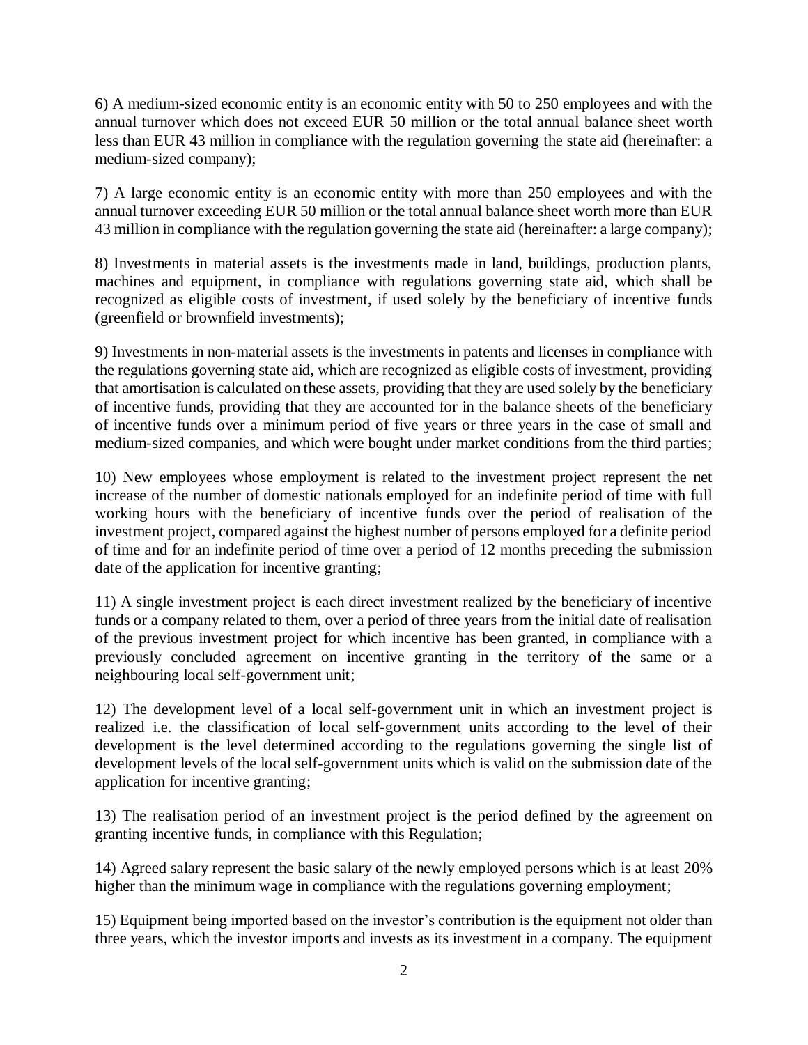6) A medium-sized economic entity is an economic entity with 50 to 250 employees and with the annual turnover which does not exceed EUR 50 million or the total annual balance sheet worth less than EUR 43 million in compliance with the regulation governing the state aid (hereinafter: a medium-sized company);

7) A large economic entity is an economic entity with more than 250 employees and with the annual turnover exceeding EUR 50 million or the total annual balance sheet worth more than EUR 43 million in compliance with the regulation governing the state aid (hereinafter: a large company);

8) Investments in material assets is the investments made in land, buildings, production plants, machines and equipment, in compliance with regulations governing state aid, which shall be recognized as eligible costs of investment, if used solely by the beneficiary of incentive funds (greenfield or brownfield investments);

9) Investments in non-material assets is the investments in patents and licenses in compliance with the regulations governing state aid, which are recognized as eligible costs of investment, providing that amortisation is calculated on these assets, providing that they are used solely by the beneficiary of incentive funds, providing that they are accounted for in the balance sheets of the beneficiary of incentive funds over a minimum period of five years or three years in the case of small and medium-sized companies, and which were bought under market conditions from the third parties;

10) New employees whose employment is related to the investment project represent the net increase of the number of domestic nationals employed for an indefinite period of time with full working hours with the beneficiary of incentive funds over the period of realisation of the investment project, compared against the highest number of persons employed for a definite period of time and for an indefinite period of time over a period of 12 months preceding the submission date of the application for incentive granting;

11) A single investment project is each direct investment realized by the beneficiary of incentive funds or a company related to them, over a period of three years from the initial date of realisation of the previous investment project for which incentive has been granted, in compliance with a previously concluded agreement on incentive granting in the territory of the same or a neighbouring local self-government unit;

12) The development level of a local self-government unit in which an investment project is realized i.e. the classification of local self-government units according to the level of their development is the level determined according to the regulations governing the single list of development levels of the local self-government units which is valid on the submission date of the application for incentive granting;

13) The realisation period of an investment project is the period defined by the agreement on granting incentive funds, in compliance with this Regulation;

14) Agreed salary represent the basic salary of the newly employed persons which is at least 20% higher than the minimum wage in compliance with the regulations governing employment;

15) Equipment being imported based on the investor's contribution is the equipment not older than three years, which the investor imports and invests as its investment in a company. The equipment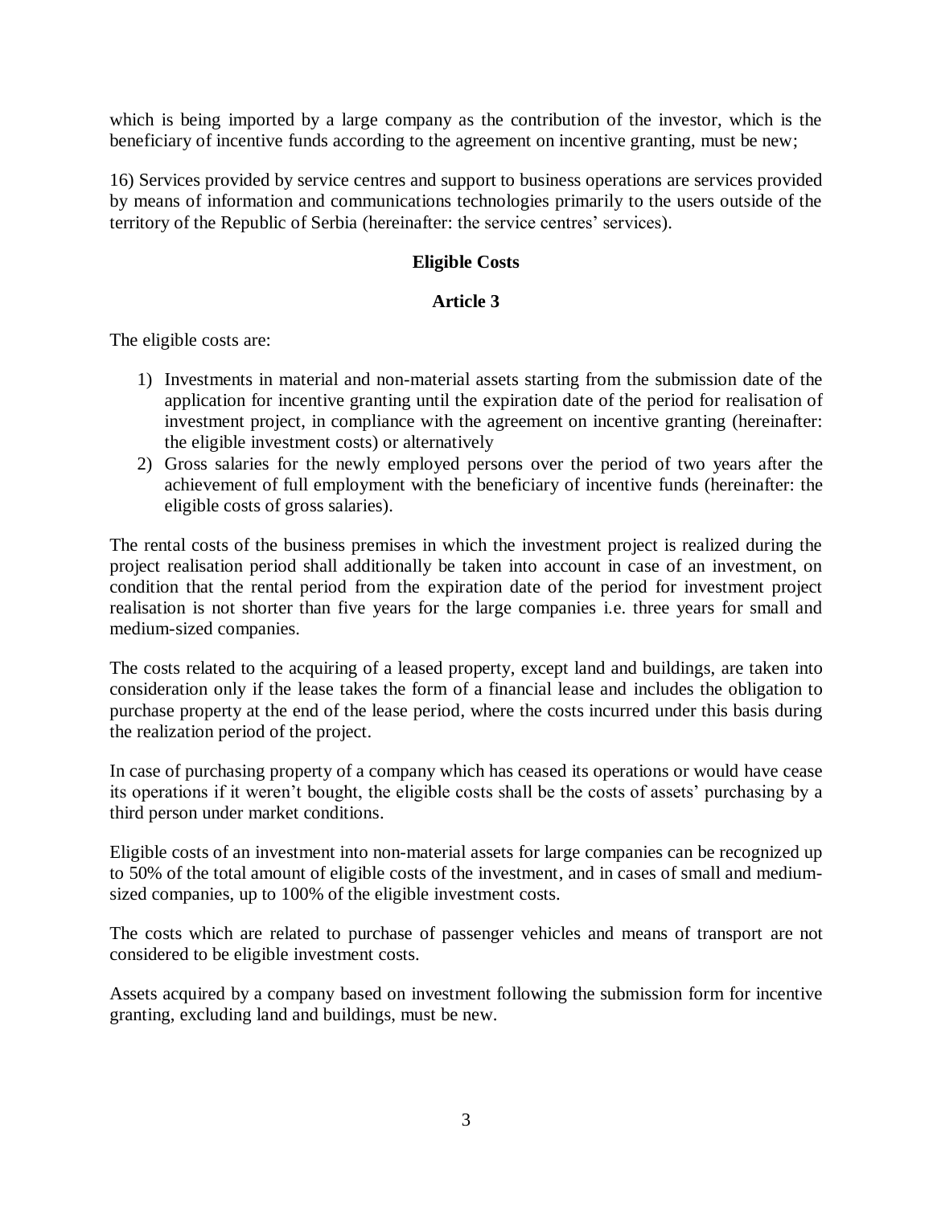which is being imported by a large company as the contribution of the investor, which is the beneficiary of incentive funds according to the agreement on incentive granting, must be new;

16) Services provided by service centres and support to business operations are services provided by means of information and communications technologies primarily to the users outside of the territory of the Republic of Serbia (hereinafter: the service centres' services).

**Eligible Costs**

**Article 3**

The eligible costs are:

1) Investments in material and non-material assets starting from the submission date of the application for incentive granting until the expiration date of the period for realisation of investment project, in compliance with the agreement on incentive granting (hereinafter: the eligible investment costs) or alternatively
2) Gross salaries for the newly employed persons over the period of two years after the achievement of full employment with the beneficiary of incentive funds (hereinafter: the eligible costs of gross salaries).

The rental costs of the business premises in which the investment project is realized during the project realisation period shall additionally be taken into account in case of an investment, on condition that the rental period from the expiration date of the period for investment project realisation is not shorter than five years for the large companies i.e. three years for small and medium-sized companies.

The costs related to the acquiring of a leased property, except land and buildings, are taken into consideration only if the lease takes the form of a financial lease and includes the obligation to purchase property at the end of the lease period, where the costs incurred under this basis during the realization period of the project.

In case of purchasing property of a company which has ceased its operations or would have cease its operations if it weren't bought, the eligible costs shall be the costs of assets' purchasing by a third person under market conditions.

Eligible costs of an investment into non-material assets for large companies can be recognized up to 50% of the total amount of eligible costs of the investment, and in cases of small and medium-sized companies, up to 100% of the eligible investment costs.

The costs which are related to purchase of passenger vehicles and means of transport are not considered to be eligible investment costs.

Assets acquired by a company based on investment following the submission form for incentive granting, excluding land and buildings, must be new.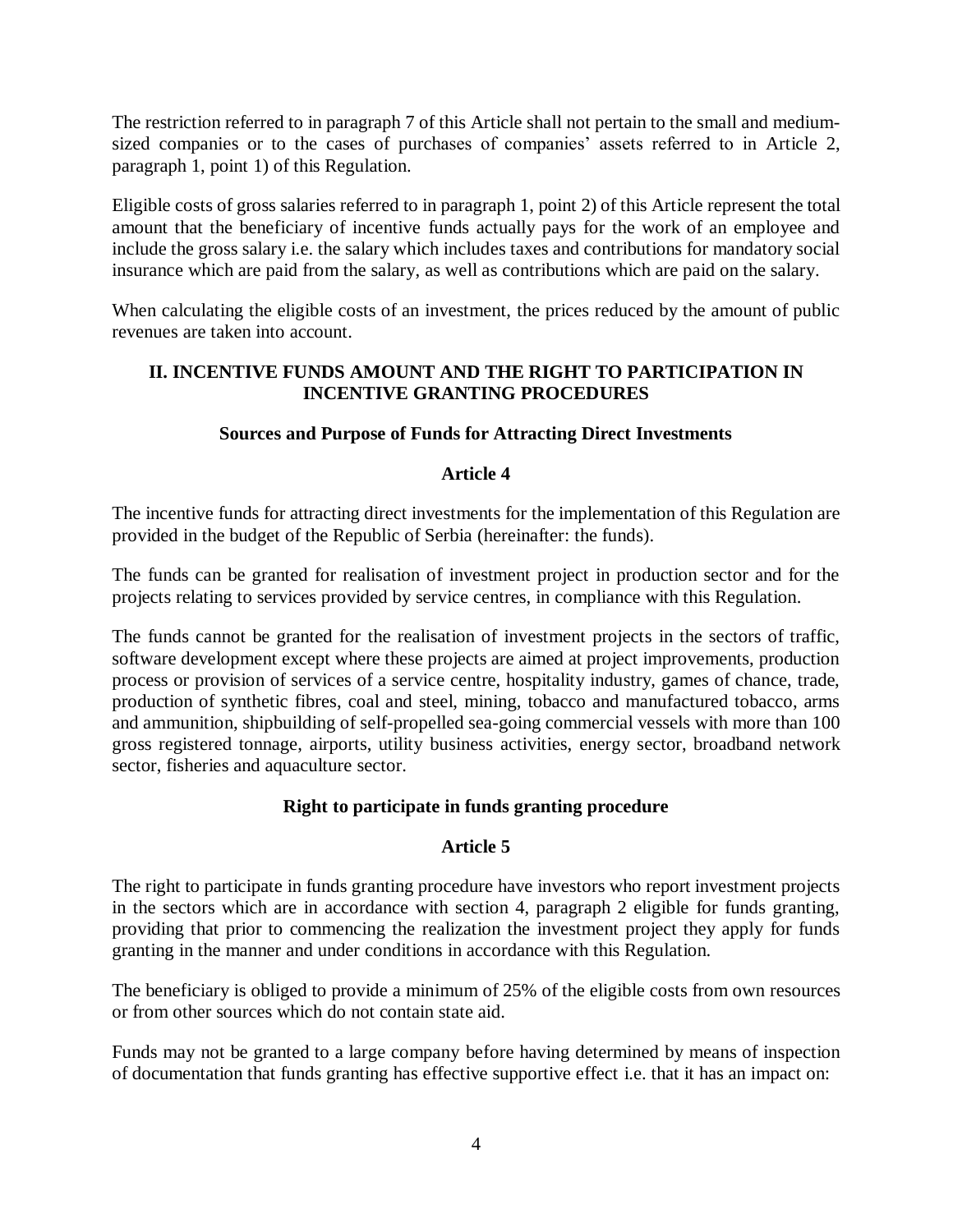The restriction referred to in paragraph 7 of this Article shall not pertain to the small and medium-sized companies or to the cases of purchases of companies' assets referred to in Article 2, paragraph 1, point 1) of this Regulation.

Eligible costs of gross salaries referred to in paragraph 1, point 2) of this Article represent the total amount that the beneficiary of incentive funds actually pays for the work of an employee and include the gross salary i.e. the salary which includes taxes and contributions for mandatory social insurance which are paid from the salary, as well as contributions which are paid on the salary.

When calculating the eligible costs of an investment, the prices reduced by the amount of public revenues are taken into account.

## II. INCENTIVE FUNDS AMOUNT AND THE RIGHT TO PARTICIPATION IN INCENTIVE GRANTING PROCEDURES

### Sources and Purpose of Funds for Attracting Direct Investments

### Article 4

The incentive funds for attracting direct investments for the implementation of this Regulation are provided in the budget of the Republic of Serbia (hereinafter: the funds).

The funds can be granted for realisation of investment project in production sector and for the projects relating to services provided by service centres, in compliance with this Regulation.

The funds cannot be granted for the realisation of investment projects in the sectors of traffic, software development except where these projects are aimed at project improvements, production process or provision of services of a service centre, hospitality industry, games of chance, trade, production of synthetic fibres, coal and steel, mining, tobacco and manufactured tobacco, arms and ammunition, shipbuilding of self-propelled sea-going commercial vessels with more than 100 gross registered tonnage, airports, utility business activities, energy sector, broadband network sector, fisheries and aquaculture sector.

### Right to participate in funds granting procedure

### Article 5

The right to participate in funds granting procedure have investors who report investment projects in the sectors which are in accordance with section 4, paragraph 2 eligible for funds granting, providing that prior to commencing the realization the investment project they apply for funds granting in the manner and under conditions in accordance with this Regulation.

The beneficiary is obliged to provide a minimum of 25% of the eligible costs from own resources or from other sources which do not contain state aid.

Funds may not be granted to a large company before having determined by means of inspection of documentation that funds granting has effective supportive effect i.e. that it has an impact on: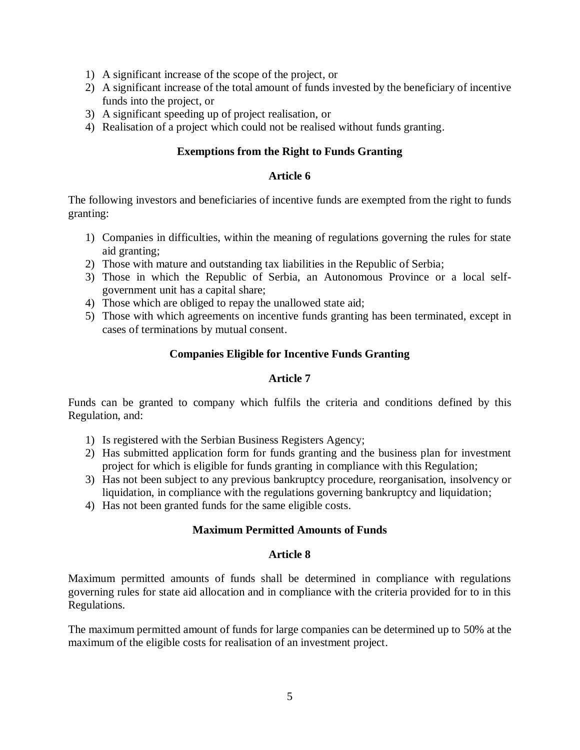1) A significant increase of the scope of the project, or
2) A significant increase of the total amount of funds invested by the beneficiary of incentive funds into the project, or
3) A significant speeding up of project realisation, or
4) Realisation of a project which could not be realised without funds granting.

### Exemptions from the Right to Funds Granting

### Article 6

The following investors and beneficiaries of incentive funds are exempted from the right to funds granting:

1) Companies in difficulties, within the meaning of regulations governing the rules for state aid granting;
2) Those with mature and outstanding tax liabilities in the Republic of Serbia;
3) Those in which the Republic of Serbia, an Autonomous Province or a local self-government unit has a capital share;
4) Those which are obliged to repay the unallowed state aid;
5) Those with which agreements on incentive funds granting has been terminated, except in cases of terminations by mutual consent.

### Companies Eligible for Incentive Funds Granting

### Article 7

Funds can be granted to company which fulfils the criteria and conditions defined by this Regulation, and:

1) Is registered with the Serbian Business Registers Agency;
2) Has submitted application form for funds granting and the business plan for investment project for which is eligible for funds granting in compliance with this Regulation;
3) Has not been subject to any previous bankruptcy procedure, reorganisation, insolvency or liquidation, in compliance with the regulations governing bankruptcy and liquidation;
4) Has not been granted funds for the same eligible costs.

### Maximum Permitted Amounts of Funds

### Article 8

Maximum permitted amounts of funds shall be determined in compliance with regulations governing rules for state aid allocation and in compliance with the criteria provided for to in this Regulations.

The maximum permitted amount of funds for large companies can be determined up to 50% at the maximum of the eligible costs for realisation of an investment project.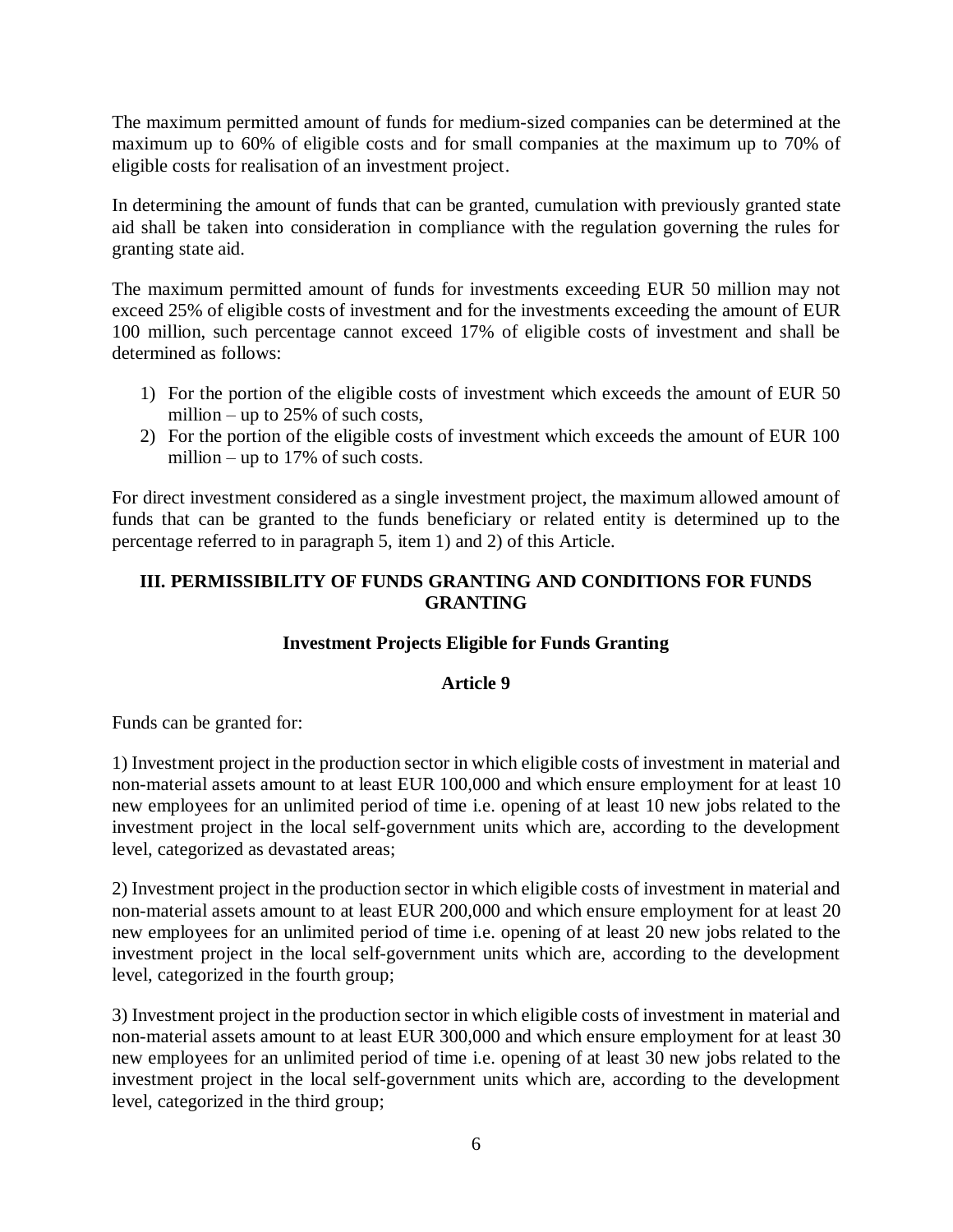The maximum permitted amount of funds for medium-sized companies can be determined at the maximum up to 60% of eligible costs and for small companies at the maximum up to 70% of eligible costs for realisation of an investment project.

In determining the amount of funds that can be granted, cumulation with previously granted state aid shall be taken into consideration in compliance with the regulation governing the rules for granting state aid.

The maximum permitted amount of funds for investments exceeding EUR 50 million may not exceed 25% of eligible costs of investment and for the investments exceeding the amount of EUR 100 million, such percentage cannot exceed 17% of eligible costs of investment and shall be determined as follows:

1) For the portion of the eligible costs of investment which exceeds the amount of EUR 50 million – up to 25% of such costs,
2) For the portion of the eligible costs of investment which exceeds the amount of EUR 100 million – up to 17% of such costs.

For direct investment considered as a single investment project, the maximum allowed amount of funds that can be granted to the funds beneficiary or related entity is determined up to the percentage referred to in paragraph 5, item 1) and 2) of this Article.

## III. PERMISSIBILITY OF FUNDS GRANTING AND CONDITIONS FOR FUNDS GRANTING

### Investment Projects Eligible for Funds Granting

### Article 9

Funds can be granted for:

1) Investment project in the production sector in which eligible costs of investment in material and non-material assets amount to at least EUR 100,000 and which ensure employment for at least 10 new employees for an unlimited period of time i.e. opening of at least 10 new jobs related to the investment project in the local self-government units which are, according to the development level, categorized as devastated areas;

2) Investment project in the production sector in which eligible costs of investment in material and non-material assets amount to at least EUR 200,000 and which ensure employment for at least 20 new employees for an unlimited period of time i.e. opening of at least 20 new jobs related to the investment project in the local self-government units which are, according to the development level, categorized in the fourth group;

3) Investment project in the production sector in which eligible costs of investment in material and non-material assets amount to at least EUR 300,000 and which ensure employment for at least 30 new employees for an unlimited period of time i.e. opening of at least 30 new jobs related to the investment project in the local self-government units which are, according to the development level, categorized in the third group;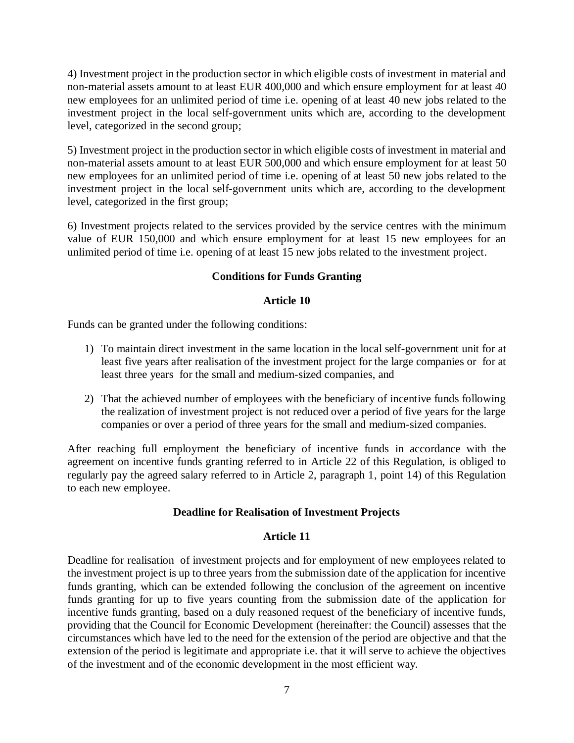4) Investment project in the production sector in which eligible costs of investment in material and non-material assets amount to at least EUR 400,000 and which ensure employment for at least 40 new employees for an unlimited period of time i.e. opening of at least 40 new jobs related to the investment project in the local self-government units which are, according to the development level, categorized in the second group;

5) Investment project in the production sector in which eligible costs of investment in material and non-material assets amount to at least EUR 500,000 and which ensure employment for at least 50 new employees for an unlimited period of time i.e. opening of at least 50 new jobs related to the investment project in the local self-government units which are, according to the development level, categorized in the first group;

6) Investment projects related to the services provided by the service centres with the minimum value of EUR 150,000 and which ensure employment for at least 15 new employees for an unlimited period of time i.e. opening of at least 15 new jobs related to the investment project.

### Conditions for Funds Granting

### Article 10

Funds can be granted under the following conditions:

1) To maintain direct investment in the same location in the local self-government unit for at least five years after realisation of the investment project for the large companies or for at least three years for the small and medium-sized companies, and
2) That the achieved number of employees with the beneficiary of incentive funds following the realization of investment project is not reduced over a period of five years for the large companies or over a period of three years for the small and medium-sized companies.

After reaching full employment the beneficiary of incentive funds in accordance with the agreement on incentive funds granting referred to in Article 22 of this Regulation, is obliged to regularly pay the agreed salary referred to in Article 2, paragraph 1, point 14) of this Regulation to each new employee.

### Deadline for Realisation of Investment Projects

### Article 11

Deadline for realisation of investment projects and for employment of new employees related to the investment project is up to three years from the submission date of the application for incentive funds granting, which can be extended following the conclusion of the agreement on incentive funds granting for up to five years counting from the submission date of the application for incentive funds granting, based on a duly reasoned request of the beneficiary of incentive funds, providing that the Council for Economic Development (hereinafter: the Council) assesses that the circumstances which have led to the need for the extension of the period are objective and that the extension of the period is legitimate and appropriate i.e. that it will serve to achieve the objectives of the investment and of the economic development in the most efficient way.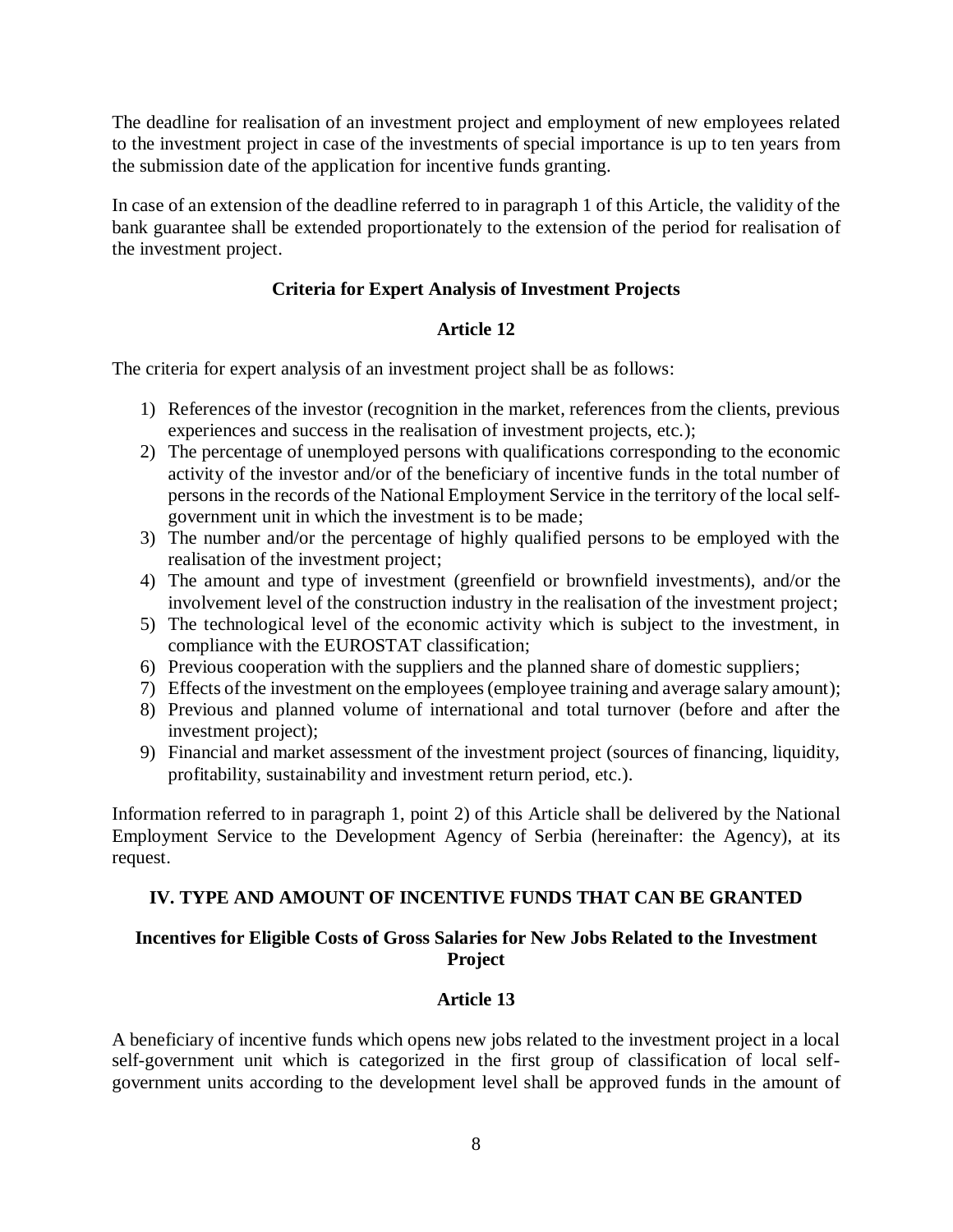The deadline for realisation of an investment project and employment of new employees related to the investment project in case of the investments of special importance is up to ten years from the submission date of the application for incentive funds granting.

In case of an extension of the deadline referred to in paragraph 1 of this Article, the validity of the bank guarantee shall be extended proportionately to the extension of the period for realisation of the investment project.

### Criteria for Expert Analysis of Investment Projects

### Article 12

The criteria for expert analysis of an investment project shall be as follows:

1) References of the investor (recognition in the market, references from the clients, previous experiences and success in the realisation of investment projects, etc.);
2) The percentage of unemployed persons with qualifications corresponding to the economic activity of the investor and/or of the beneficiary of incentive funds in the total number of persons in the records of the National Employment Service in the territory of the local self-government unit in which the investment is to be made;
3) The number and/or the percentage of highly qualified persons to be employed with the realisation of the investment project;
4) The amount and type of investment (greenfield or brownfield investments), and/or the involvement level of the construction industry in the realisation of the investment project;
5) The technological level of the economic activity which is subject to the investment, in compliance with the EUROSTAT classification;
6) Previous cooperation with the suppliers and the planned share of domestic suppliers;
7) Effects of the investment on the employees (employee training and average salary amount);
8) Previous and planned volume of international and total turnover (before and after the investment project);
9) Financial and market assessment of the investment project (sources of financing, liquidity, profitability, sustainability and investment return period, etc.).

Information referred to in paragraph 1, point 2) of this Article shall be delivered by the National Employment Service to the Development Agency of Serbia (hereinafter: the Agency), at its request.

## IV. TYPE AND AMOUNT OF INCENTIVE FUNDS THAT CAN BE GRANTED

### Incentives for Eligible Costs of Gross Salaries for New Jobs Related to the Investment Project

### Article 13

A beneficiary of incentive funds which opens new jobs related to the investment project in a local self-government unit which is categorized in the first group of classification of local self-government units according to the development level shall be approved funds in the amount of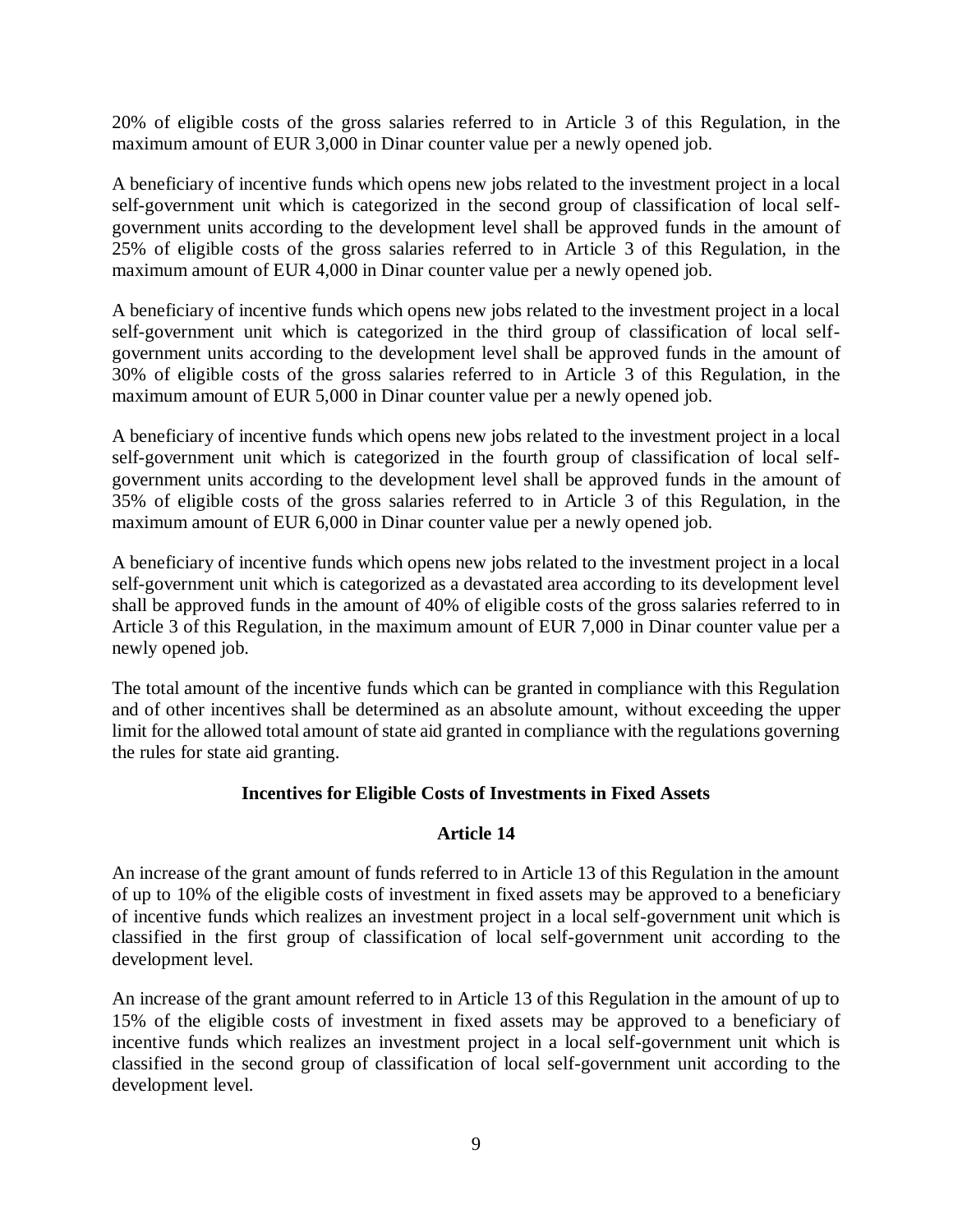20% of eligible costs of the gross salaries referred to in Article 3 of this Regulation, in the maximum amount of EUR 3,000 in Dinar counter value per a newly opened job.

A beneficiary of incentive funds which opens new jobs related to the investment project in a local self-government unit which is categorized in the second group of classification of local self-government units according to the development level shall be approved funds in the amount of 25% of eligible costs of the gross salaries referred to in Article 3 of this Regulation, in the maximum amount of EUR 4,000 in Dinar counter value per a newly opened job.

A beneficiary of incentive funds which opens new jobs related to the investment project in a local self-government unit which is categorized in the third group of classification of local self-government units according to the development level shall be approved funds in the amount of 30% of eligible costs of the gross salaries referred to in Article 3 of this Regulation, in the maximum amount of EUR 5,000 in Dinar counter value per a newly opened job.

A beneficiary of incentive funds which opens new jobs related to the investment project in a local self-government unit which is categorized in the fourth group of classification of local self-government units according to the development level shall be approved funds in the amount of 35% of eligible costs of the gross salaries referred to in Article 3 of this Regulation, in the maximum amount of EUR 6,000 in Dinar counter value per a newly opened job.

A beneficiary of incentive funds which opens new jobs related to the investment project in a local self-government unit which is categorized as a devastated area according to its development level shall be approved funds in the amount of 40% of eligible costs of the gross salaries referred to in Article 3 of this Regulation, in the maximum amount of EUR 7,000 in Dinar counter value per a newly opened job.

The total amount of the incentive funds which can be granted in compliance with this Regulation and of other incentives shall be determined as an absolute amount, without exceeding the upper limit for the allowed total amount of state aid granted in compliance with the regulations governing the rules for state aid granting.

### Incentives for Eligible Costs of Investments in Fixed Assets

### Article 14

An increase of the grant amount of funds referred to in Article 13 of this Regulation in the amount of up to 10% of the eligible costs of investment in fixed assets may be approved to a beneficiary of incentive funds which realizes an investment project in a local self-government unit which is classified in the first group of classification of local self-government unit according to the development level.

An increase of the grant amount referred to in Article 13 of this Regulation in the amount of up to 15% of the eligible costs of investment in fixed assets may be approved to a beneficiary of incentive funds which realizes an investment project in a local self-government unit which is classified in the second group of classification of local self-government unit according to the development level.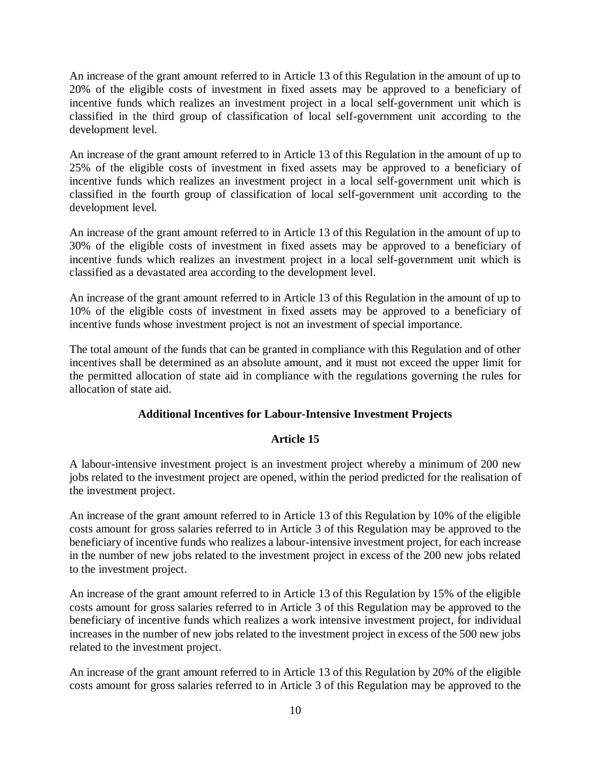An increase of the grant amount referred to in Article 13 of this Regulation in the amount of up to 20% of the eligible costs of investment in fixed assets may be approved to a beneficiary of incentive funds which realizes an investment project in a local self-government unit which is classified in the third group of classification of local self-government unit according to the development level.

An increase of the grant amount referred to in Article 13 of this Regulation in the amount of up to 25% of the eligible costs of investment in fixed assets may be approved to a beneficiary of incentive funds which realizes an investment project in a local self-government unit which is classified in the fourth group of classification of local self-government unit according to the development level.

An increase of the grant amount referred to in Article 13 of this Regulation in the amount of up to 30% of the eligible costs of investment in fixed assets may be approved to a beneficiary of incentive funds which realizes an investment project in a local self-government unit which is classified as a devastated area according to the development level.

An increase of the grant amount referred to in Article 13 of this Regulation in the amount of up to 10% of the eligible costs of investment in fixed assets may be approved to a beneficiary of incentive funds whose investment project is not an investment of special importance.

The total amount of the funds that can be granted in compliance with this Regulation and of other incentives shall be determined as an absolute amount, and it must not exceed the upper limit for the permitted allocation of state aid in compliance with the regulations governing the rules for allocation of state aid.

### Additional Incentives for Labour-Intensive Investment Projects

### Article 15

A labour-intensive investment project is an investment project whereby a minimum of 200 new jobs related to the investment project are opened, within the period predicted for the realisation of the investment project.

An increase of the grant amount referred to in Article 13 of this Regulation by 10% of the eligible costs amount for gross salaries referred to in Article 3 of this Regulation may be approved to the beneficiary of incentive funds who realizes a labour-intensive investment project, for each increase in the number of new jobs related to the investment project in excess of the 200 new jobs related to the investment project.

An increase of the grant amount referred to in Article 13 of this Regulation by 15% of the eligible costs amount for gross salaries referred to in Article 3 of this Regulation may be approved to the beneficiary of incentive funds which realizes a work intensive investment project, for individual increases in the number of new jobs related to the investment project in excess of the 500 new jobs related to the investment project.

An increase of the grant amount referred to in Article 13 of this Regulation by 20% of the eligible costs amount for gross salaries referred to in Article 3 of this Regulation may be approved to the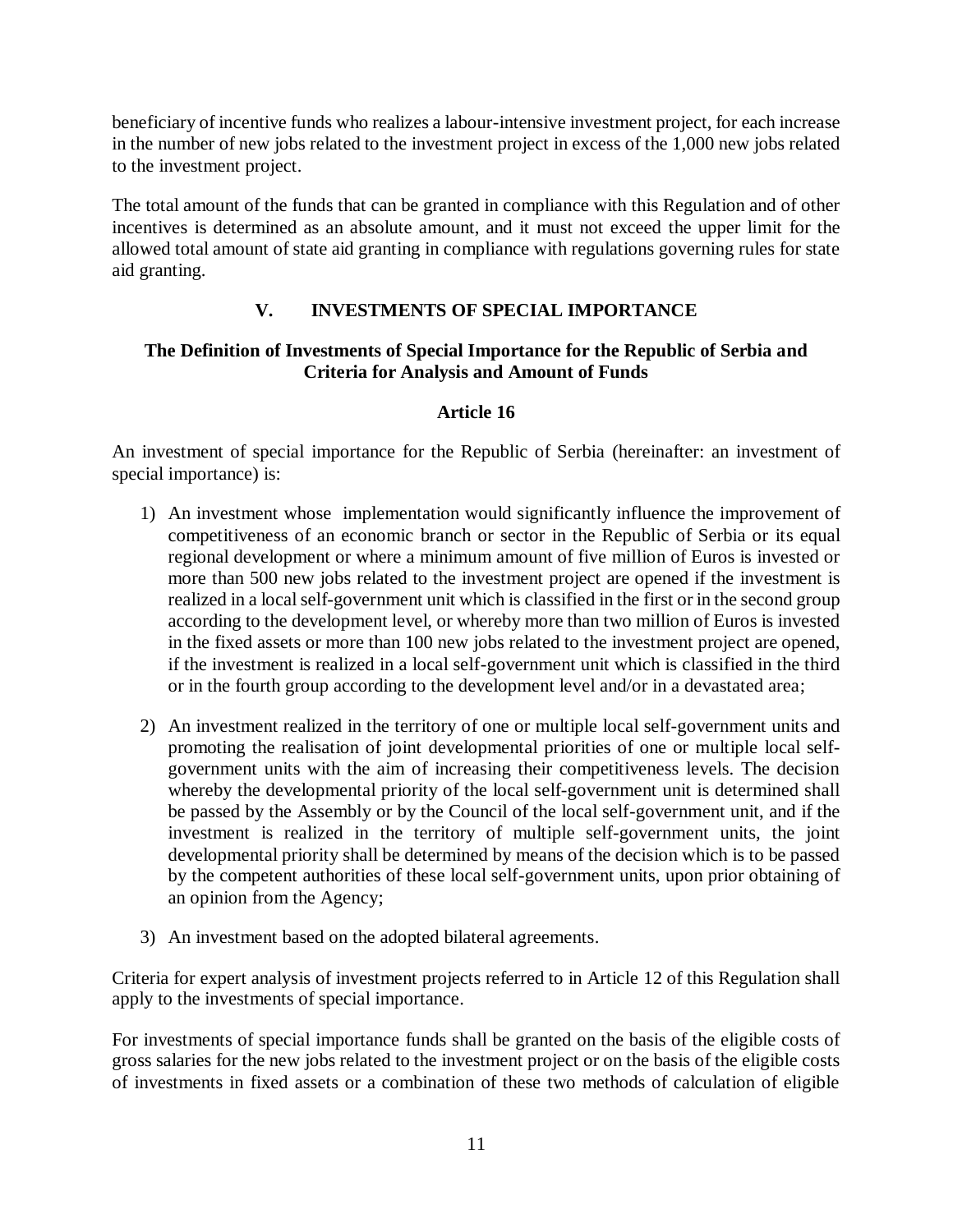beneficiary of incentive funds who realizes a labour-intensive investment project, for each increase in the number of new jobs related to the investment project in excess of the 1,000 new jobs related to the investment project.

The total amount of the funds that can be granted in compliance with this Regulation and of other incentives is determined as an absolute amount, and it must not exceed the upper limit for the allowed total amount of state aid granting in compliance with regulations governing rules for state aid granting.

## V. INVESTMENTS OF SPECIAL IMPORTANCE

### The Definition of Investments of Special Importance for the Republic of Serbia and Criteria for Analysis and Amount of Funds

#### Article 16

An investment of special importance for the Republic of Serbia (hereinafter: an investment of special importance) is:

1) An investment whose implementation would significantly influence the improvement of competitiveness of an economic branch or sector in the Republic of Serbia or its equal regional development or where a minimum amount of five million of Euros is invested or more than 500 new jobs related to the investment project are opened if the investment is realized in a local self-government unit which is classified in the first or in the second group according to the development level, or whereby more than two million of Euros is invested in the fixed assets or more than 100 new jobs related to the investment project are opened, if the investment is realized in a local self-government unit which is classified in the third or in the fourth group according to the development level and/or in a devastated area;

2) An investment realized in the territory of one or multiple local self-government units and promoting the realisation of joint developmental priorities of one or multiple local self-government units with the aim of increasing their competitiveness levels. The decision whereby the developmental priority of the local self-government unit is determined shall be passed by the Assembly or by the Council of the local self-government unit, and if the investment is realized in the territory of multiple self-government units, the joint developmental priority shall be determined by means of the decision which is to be passed by the competent authorities of these local self-government units, upon prior obtaining of an opinion from the Agency;

3) An investment based on the adopted bilateral agreements.

Criteria for expert analysis of investment projects referred to in Article 12 of this Regulation shall apply to the investments of special importance.

For investments of special importance funds shall be granted on the basis of the eligible costs of gross salaries for the new jobs related to the investment project or on the basis of the eligible costs of investments in fixed assets or a combination of these two methods of calculation of eligible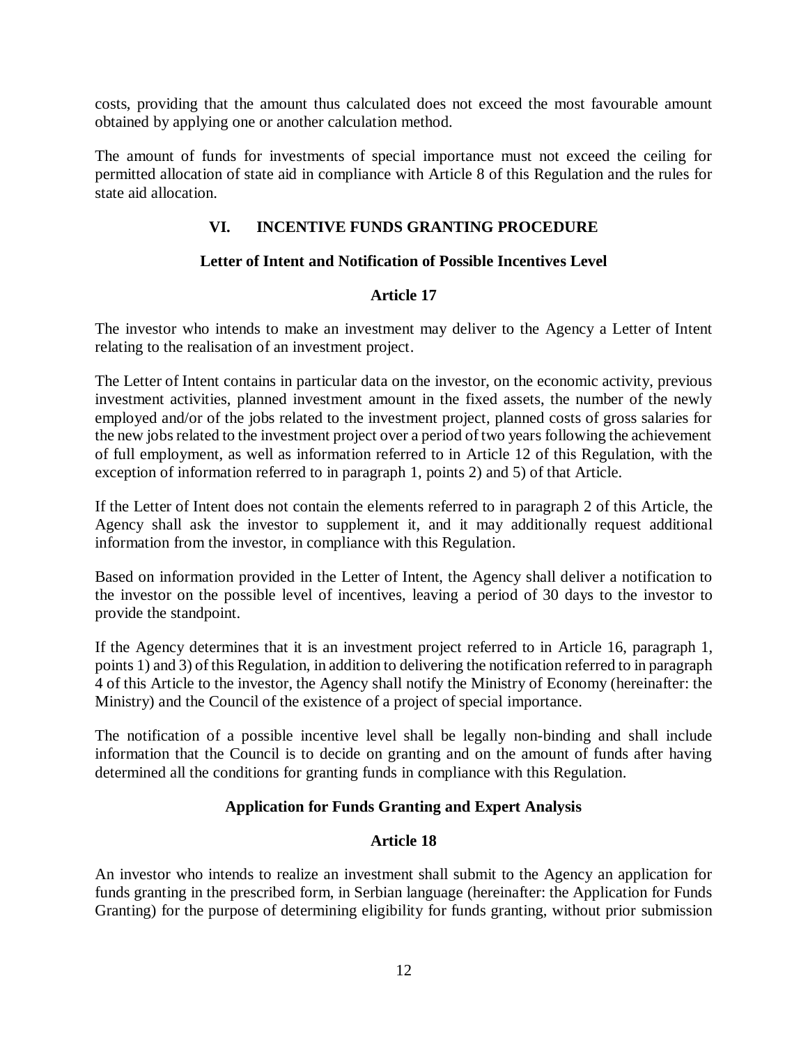costs, providing that the amount thus calculated does not exceed the most favourable amount obtained by applying one or another calculation method.

The amount of funds for investments of special importance must not exceed the ceiling for permitted allocation of state aid in compliance with Article 8 of this Regulation and the rules for state aid allocation.

## VI. INCENTIVE FUNDS GRANTING PROCEDURE

### Letter of Intent and Notification of Possible Incentives Level

### Article 17

The investor who intends to make an investment may deliver to the Agency a Letter of Intent relating to the realisation of an investment project.

The Letter of Intent contains in particular data on the investor, on the economic activity, previous investment activities, planned investment amount in the fixed assets, the number of the newly employed and/or of the jobs related to the investment project, planned costs of gross salaries for the new jobs related to the investment project over a period of two years following the achievement of full employment, as well as information referred to in Article 12 of this Regulation, with the exception of information referred to in paragraph 1, points 2) and 5) of that Article.

If the Letter of Intent does not contain the elements referred to in paragraph 2 of this Article, the Agency shall ask the investor to supplement it, and it may additionally request additional information from the investor, in compliance with this Regulation.

Based on information provided in the Letter of Intent, the Agency shall deliver a notification to the investor on the possible level of incentives, leaving a period of 30 days to the investor to provide the standpoint.

If the Agency determines that it is an investment project referred to in Article 16, paragraph 1, points 1) and 3) of this Regulation, in addition to delivering the notification referred to in paragraph 4 of this Article to the investor, the Agency shall notify the Ministry of Economy (hereinafter: the Ministry) and the Council of the existence of a project of special importance.

The notification of a possible incentive level shall be legally non-binding and shall include information that the Council is to decide on granting and on the amount of funds after having determined all the conditions for granting funds in compliance with this Regulation.

### Application for Funds Granting and Expert Analysis

### Article 18

An investor who intends to realize an investment shall submit to the Agency an application for funds granting in the prescribed form, in Serbian language (hereinafter: the Application for Funds Granting) for the purpose of determining eligibility for funds granting, without prior submission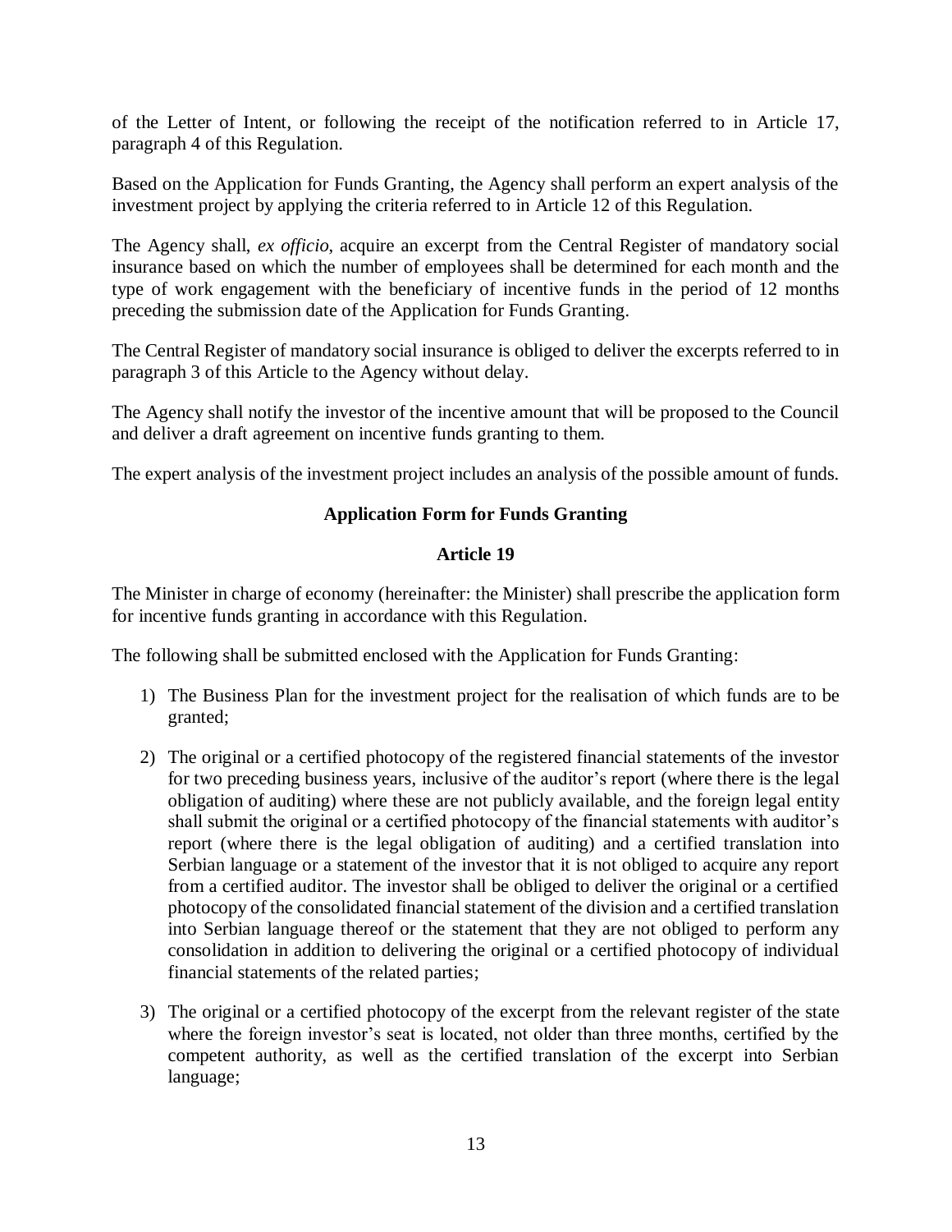of the Letter of Intent, or following the receipt of the notification referred to in Article 17, paragraph 4 of this Regulation.

Based on the Application for Funds Granting, the Agency shall perform an expert analysis of the investment project by applying the criteria referred to in Article 12 of this Regulation.

The Agency shall, *ex officio*, acquire an excerpt from the Central Register of mandatory social insurance based on which the number of employees shall be determined for each month and the type of work engagement with the beneficiary of incentive funds in the period of 12 months preceding the submission date of the Application for Funds Granting.

The Central Register of mandatory social insurance is obliged to deliver the excerpts referred to in paragraph 3 of this Article to the Agency without delay.

The Agency shall notify the investor of the incentive amount that will be proposed to the Council and deliver a draft agreement on incentive funds granting to them.

The expert analysis of the investment project includes an analysis of the possible amount of funds.

**Application Form for Funds Granting**

**Article 19**

The Minister in charge of economy (hereinafter: the Minister) shall prescribe the application form for incentive funds granting in accordance with this Regulation.

The following shall be submitted enclosed with the Application for Funds Granting:

1) The Business Plan for the investment project for the realisation of which funds are to be granted;

2) The original or a certified photocopy of the registered financial statements of the investor for two preceding business years, inclusive of the auditor's report (where there is the legal obligation of auditing) where these are not publicly available, and the foreign legal entity shall submit the original or a certified photocopy of the financial statements with auditor's report (where there is the legal obligation of auditing) and a certified translation into Serbian language or a statement of the investor that it is not obliged to acquire any report from a certified auditor. The investor shall be obliged to deliver the original or a certified photocopy of the consolidated financial statement of the division and a certified translation into Serbian language thereof or the statement that they are not obliged to perform any consolidation in addition to delivering the original or a certified photocopy of individual financial statements of the related parties;

3) The original or a certified photocopy of the excerpt from the relevant register of the state where the foreign investor's seat is located, not older than three months, certified by the competent authority, as well as the certified translation of the excerpt into Serbian language;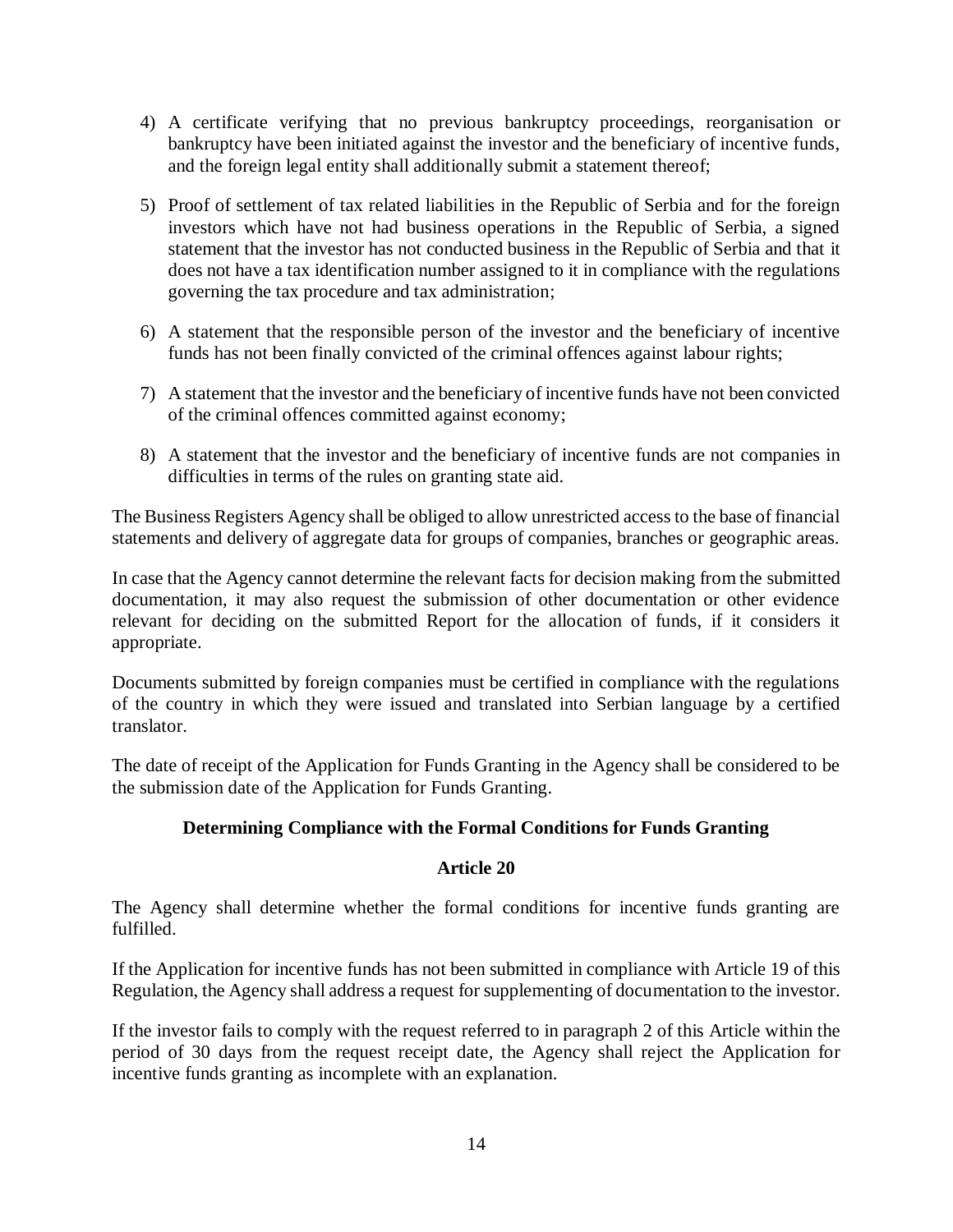4) A certificate verifying that no previous bankruptcy proceedings, reorganisation or bankruptcy have been initiated against the investor and the beneficiary of incentive funds, and the foreign legal entity shall additionally submit a statement thereof;

5) Proof of settlement of tax related liabilities in the Republic of Serbia and for the foreign investors which have not had business operations in the Republic of Serbia, a signed statement that the investor has not conducted business in the Republic of Serbia and that it does not have a tax identification number assigned to it in compliance with the regulations governing the tax procedure and tax administration;

6) A statement that the responsible person of the investor and the beneficiary of incentive funds has not been finally convicted of the criminal offences against labour rights;

7) A statement that the investor and the beneficiary of incentive funds have not been convicted of the criminal offences committed against economy;

8) A statement that the investor and the beneficiary of incentive funds are not companies in difficulties in terms of the rules on granting state aid.

The Business Registers Agency shall be obliged to allow unrestricted access to the base of financial statements and delivery of aggregate data for groups of companies, branches or geographic areas.

In case that the Agency cannot determine the relevant facts for decision making from the submitted documentation, it may also request the submission of other documentation or other evidence relevant for deciding on the submitted Report for the allocation of funds, if it considers it appropriate.

Documents submitted by foreign companies must be certified in compliance with the regulations of the country in which they were issued and translated into Serbian language by a certified translator.

The date of receipt of the Application for Funds Granting in the Agency shall be considered to be the submission date of the Application for Funds Granting.

**Determining Compliance with the Formal Conditions for Funds Granting**

**Article 20**

The Agency shall determine whether the formal conditions for incentive funds granting are fulfilled.

If the Application for incentive funds has not been submitted in compliance with Article 19 of this Regulation, the Agency shall address a request for supplementing of documentation to the investor.

If the investor fails to comply with the request referred to in paragraph 2 of this Article within the period of 30 days from the request receipt date, the Agency shall reject the Application for incentive funds granting as incomplete with an explanation.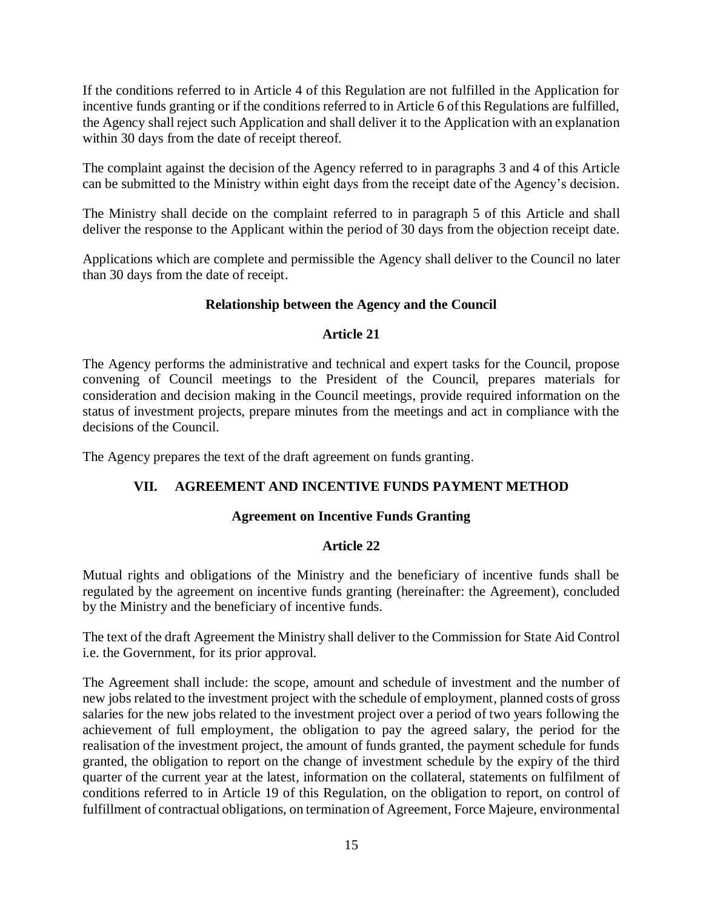If the conditions referred to in Article 4 of this Regulation are not fulfilled in the Application for incentive funds granting or if the conditions referred to in Article 6 of this Regulations are fulfilled, the Agency shall reject such Application and shall deliver it to the Application with an explanation within 30 days from the date of receipt thereof.

The complaint against the decision of the Agency referred to in paragraphs 3 and 4 of this Article can be submitted to the Ministry within eight days from the receipt date of the Agency's decision.

The Ministry shall decide on the complaint referred to in paragraph 5 of this Article and shall deliver the response to the Applicant within the period of 30 days from the objection receipt date.

Applications which are complete and permissible the Agency shall deliver to the Council no later than 30 days from the date of receipt.

**Relationship between the Agency and the Council**

**Article 21**

The Agency performs the administrative and technical and expert tasks for the Council, propose convening of Council meetings to the President of the Council, prepares materials for consideration and decision making in the Council meetings, provide required information on the status of investment projects, prepare minutes from the meetings and act in compliance with the decisions of the Council.

The Agency prepares the text of the draft agreement on funds granting.

## VII. AGREEMENT AND INCENTIVE FUNDS PAYMENT METHOD

**Agreement on Incentive Funds Granting**

**Article 22**

Mutual rights and obligations of the Ministry and the beneficiary of incentive funds shall be regulated by the agreement on incentive funds granting (hereinafter: the Agreement), concluded by the Ministry and the beneficiary of incentive funds.

The text of the draft Agreement the Ministry shall deliver to the Commission for State Aid Control i.e. the Government, for its prior approval.

The Agreement shall include: the scope, amount and schedule of investment and the number of new jobs related to the investment project with the schedule of employment, planned costs of gross salaries for the new jobs related to the investment project over a period of two years following the achievement of full employment, the obligation to pay the agreed salary, the period for the realisation of the investment project, the amount of funds granted, the payment schedule for funds granted, the obligation to report on the change of investment schedule by the expiry of the third quarter of the current year at the latest, information on the collateral, statements on fulfilment of conditions referred to in Article 19 of this Regulation, on the obligation to report, on control of fulfillment of contractual obligations, on termination of Agreement, Force Majeure, environmental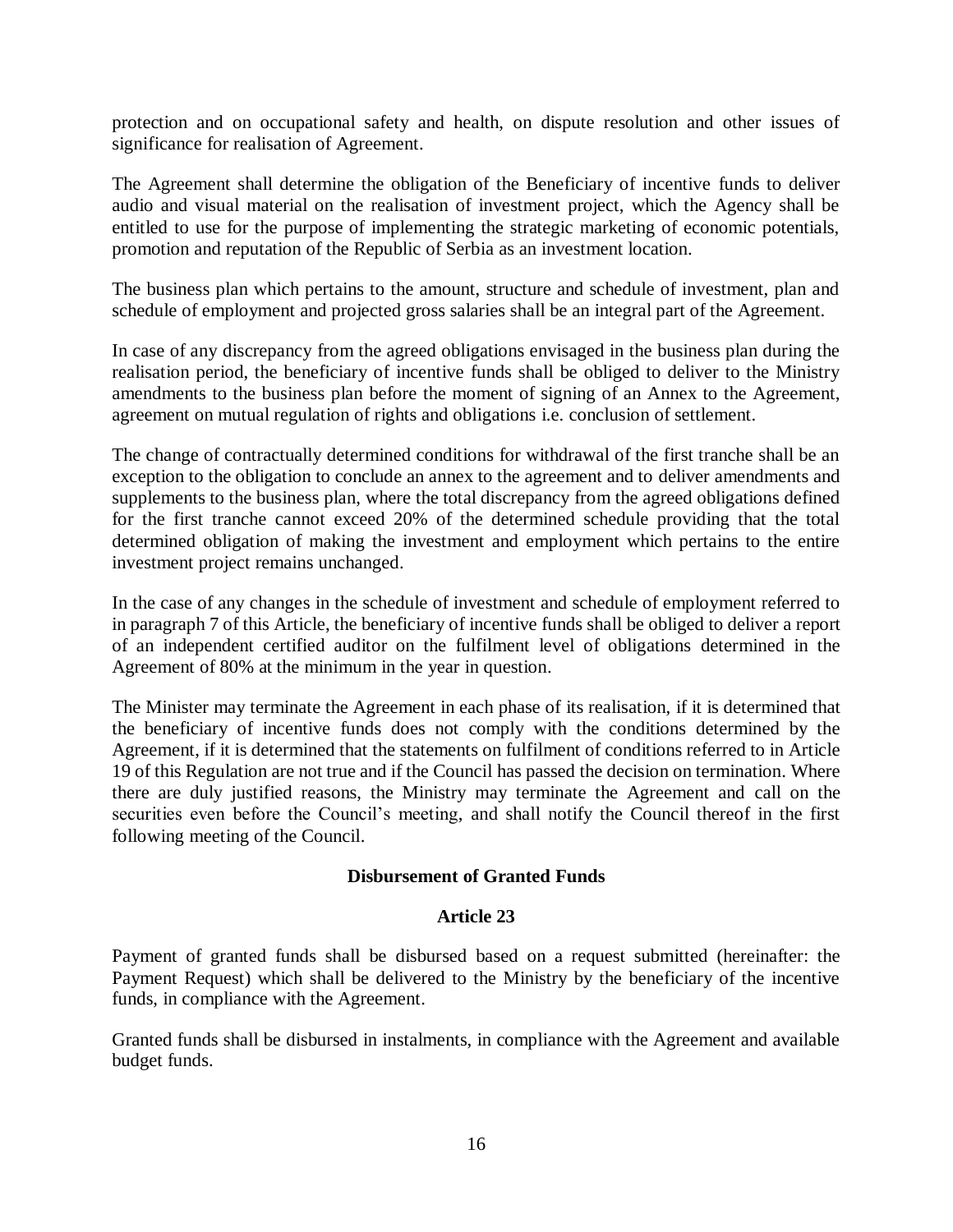protection and on occupational safety and health, on dispute resolution and other issues of significance for realisation of Agreement.

The Agreement shall determine the obligation of the Beneficiary of incentive funds to deliver audio and visual material on the realisation of investment project, which the Agency shall be entitled to use for the purpose of implementing the strategic marketing of economic potentials, promotion and reputation of the Republic of Serbia as an investment location.

The business plan which pertains to the amount, structure and schedule of investment, plan and schedule of employment and projected gross salaries shall be an integral part of the Agreement.

In case of any discrepancy from the agreed obligations envisaged in the business plan during the realisation period, the beneficiary of incentive funds shall be obliged to deliver to the Ministry amendments to the business plan before the moment of signing of an Annex to the Agreement, agreement on mutual regulation of rights and obligations i.e. conclusion of settlement.

The change of contractually determined conditions for withdrawal of the first tranche shall be an exception to the obligation to conclude an annex to the agreement and to deliver amendments and supplements to the business plan, where the total discrepancy from the agreed obligations defined for the first tranche cannot exceed 20% of the determined schedule providing that the total determined obligation of making the investment and employment which pertains to the entire investment project remains unchanged.

In the case of any changes in the schedule of investment and schedule of employment referred to in paragraph 7 of this Article, the beneficiary of incentive funds shall be obliged to deliver a report of an independent certified auditor on the fulfilment level of obligations determined in the Agreement of 80% at the minimum in the year in question.

The Minister may terminate the Agreement in each phase of its realisation, if it is determined that the beneficiary of incentive funds does not comply with the conditions determined by the Agreement, if it is determined that the statements on fulfilment of conditions referred to in Article 19 of this Regulation are not true and if the Council has passed the decision on termination. Where there are duly justified reasons, the Ministry may terminate the Agreement and call on the securities even before the Council's meeting, and shall notify the Council thereof in the first following meeting of the Council.

**Disbursement of Granted Funds**

**Article 23**

Payment of granted funds shall be disbursed based on a request submitted (hereinafter: the Payment Request) which shall be delivered to the Ministry by the beneficiary of the incentive funds, in compliance with the Agreement.

Granted funds shall be disbursed in instalments, in compliance with the Agreement and available budget funds.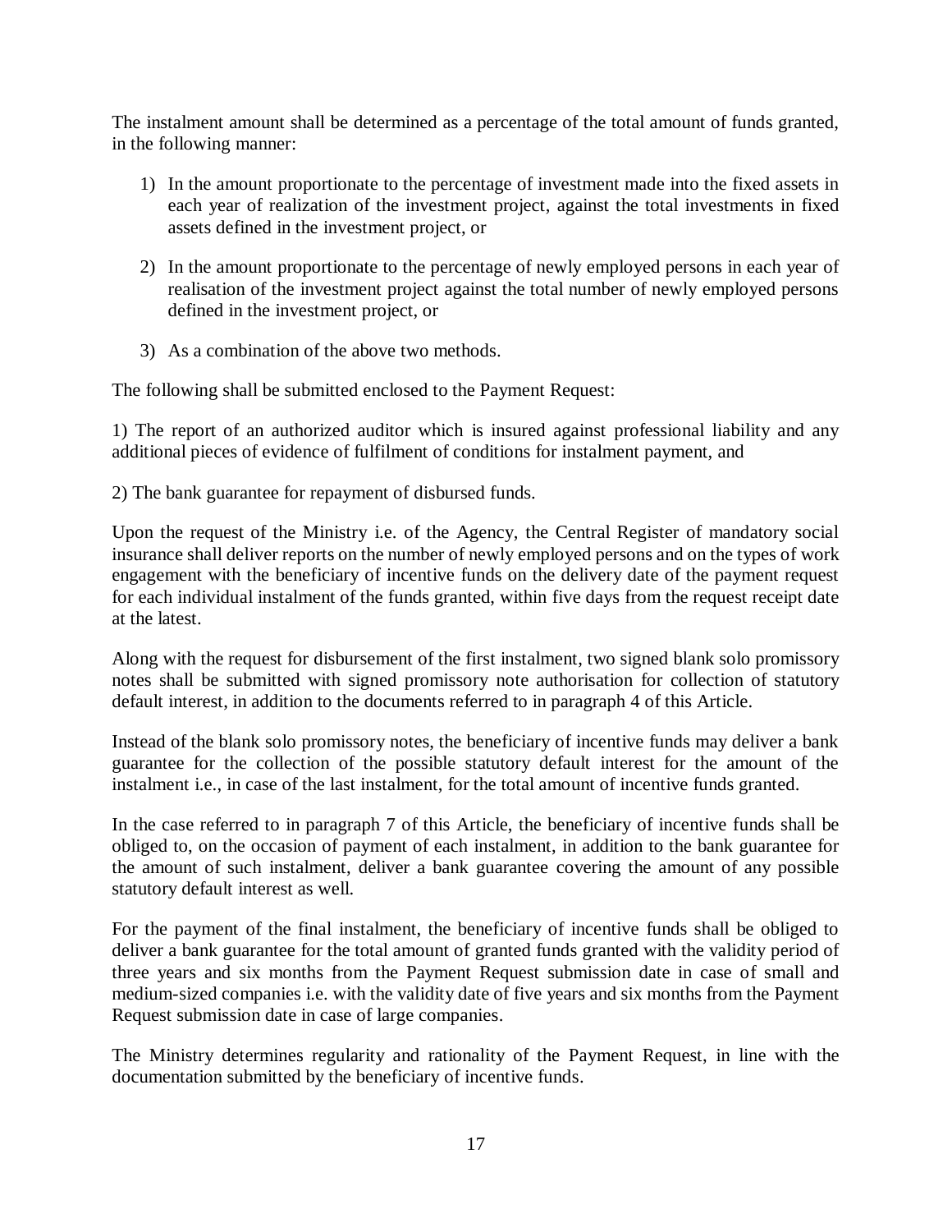The instalment amount shall be determined as a percentage of the total amount of funds granted, in the following manner:

1) In the amount proportionate to the percentage of investment made into the fixed assets in each year of realization of the investment project, against the total investments in fixed assets defined in the investment project, or

2) In the amount proportionate to the percentage of newly employed persons in each year of realisation of the investment project against the total number of newly employed persons defined in the investment project, or

3) As a combination of the above two methods.

The following shall be submitted enclosed to the Payment Request:

1) The report of an authorized auditor which is insured against professional liability and any additional pieces of evidence of fulfilment of conditions for instalment payment, and

2) The bank guarantee for repayment of disbursed funds.

Upon the request of the Ministry i.e. of the Agency, the Central Register of mandatory social insurance shall deliver reports on the number of newly employed persons and on the types of work engagement with the beneficiary of incentive funds on the delivery date of the payment request for each individual instalment of the funds granted, within five days from the request receipt date at the latest.

Along with the request for disbursement of the first instalment, two signed blank solo promissory notes shall be submitted with signed promissory note authorisation for collection of statutory default interest, in addition to the documents referred to in paragraph 4 of this Article.

Instead of the blank solo promissory notes, the beneficiary of incentive funds may deliver a bank guarantee for the collection of the possible statutory default interest for the amount of the instalment i.e., in case of the last instalment, for the total amount of incentive funds granted.

In the case referred to in paragraph 7 of this Article, the beneficiary of incentive funds shall be obliged to, on the occasion of payment of each instalment, in addition to the bank guarantee for the amount of such instalment, deliver a bank guarantee covering the amount of any possible statutory default interest as well.

For the payment of the final instalment, the beneficiary of incentive funds shall be obliged to deliver a bank guarantee for the total amount of granted funds granted with the validity period of three years and six months from the Payment Request submission date in case of small and medium-sized companies i.e. with the validity date of five years and six months from the Payment Request submission date in case of large companies.

The Ministry determines regularity and rationality of the Payment Request, in line with the documentation submitted by the beneficiary of incentive funds.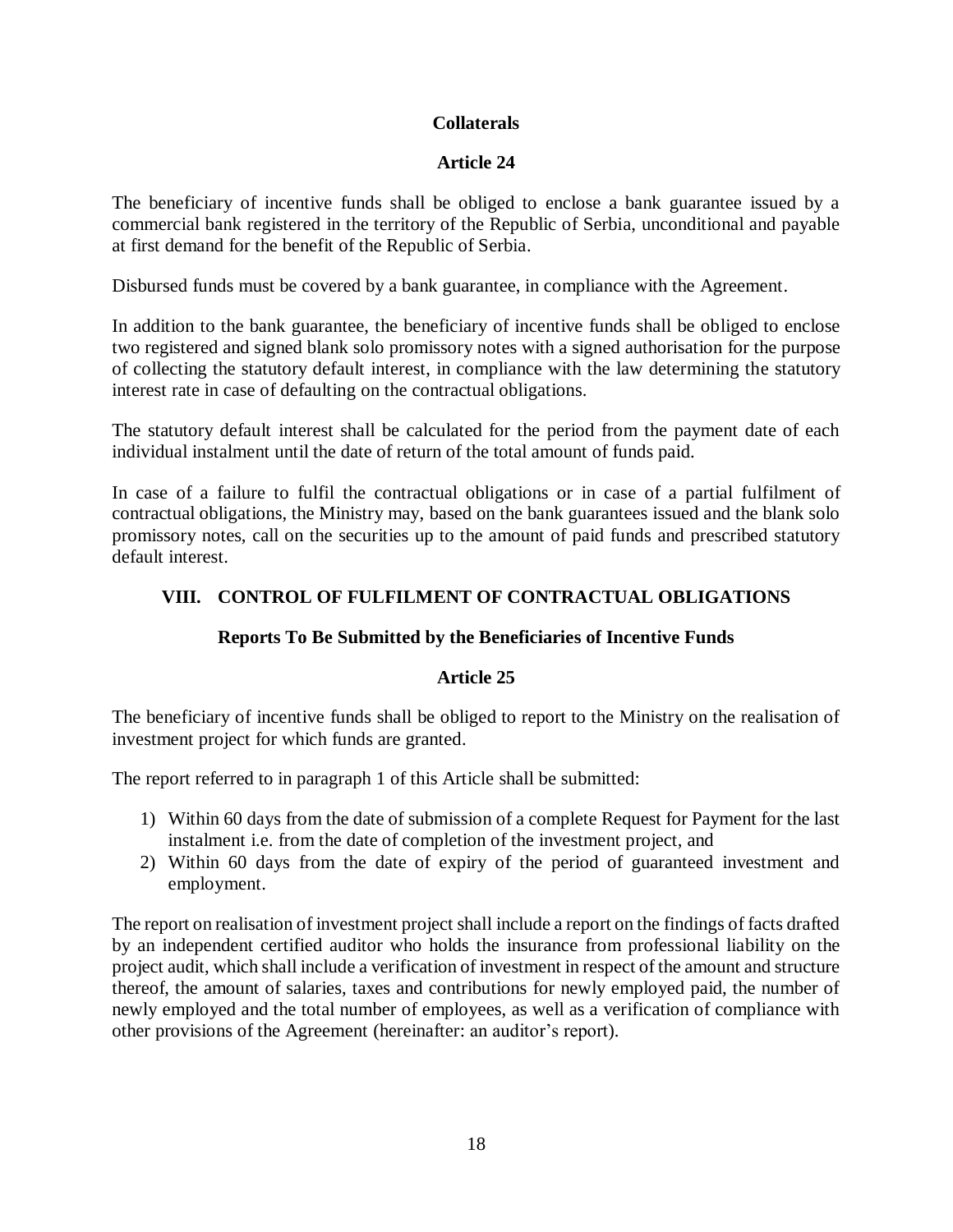### Collaterals

### Article 24

The beneficiary of incentive funds shall be obliged to enclose a bank guarantee issued by a commercial bank registered in the territory of the Republic of Serbia, unconditional and payable at first demand for the benefit of the Republic of Serbia.

Disbursed funds must be covered by a bank guarantee, in compliance with the Agreement.

In addition to the bank guarantee, the beneficiary of incentive funds shall be obliged to enclose two registered and signed blank solo promissory notes with a signed authorisation for the purpose of collecting the statutory default interest, in compliance with the law determining the statutory interest rate in case of defaulting on the contractual obligations.

The statutory default interest shall be calculated for the period from the payment date of each individual instalment until the date of return of the total amount of funds paid.

In case of a failure to fulfil the contractual obligations or in case of a partial fulfilment of contractual obligations, the Ministry may, based on the bank guarantees issued and the blank solo promissory notes, call on the securities up to the amount of paid funds and prescribed statutory default interest.

## VIII. CONTROL OF FULFILMENT OF CONTRACTUAL OBLIGATIONS

### Reports To Be Submitted by the Beneficiaries of Incentive Funds

### Article 25

The beneficiary of incentive funds shall be obliged to report to the Ministry on the realisation of investment project for which funds are granted.

The report referred to in paragraph 1 of this Article shall be submitted:

1) Within 60 days from the date of submission of a complete Request for Payment for the last instalment i.e. from the date of completion of the investment project, and
2) Within 60 days from the date of expiry of the period of guaranteed investment and employment.

The report on realisation of investment project shall include a report on the findings of facts drafted by an independent certified auditor who holds the insurance from professional liability on the project audit, which shall include a verification of investment in respect of the amount and structure thereof, the amount of salaries, taxes and contributions for newly employed paid, the number of newly employed and the total number of employees, as well as a verification of compliance with other provisions of the Agreement (hereinafter: an auditor's report).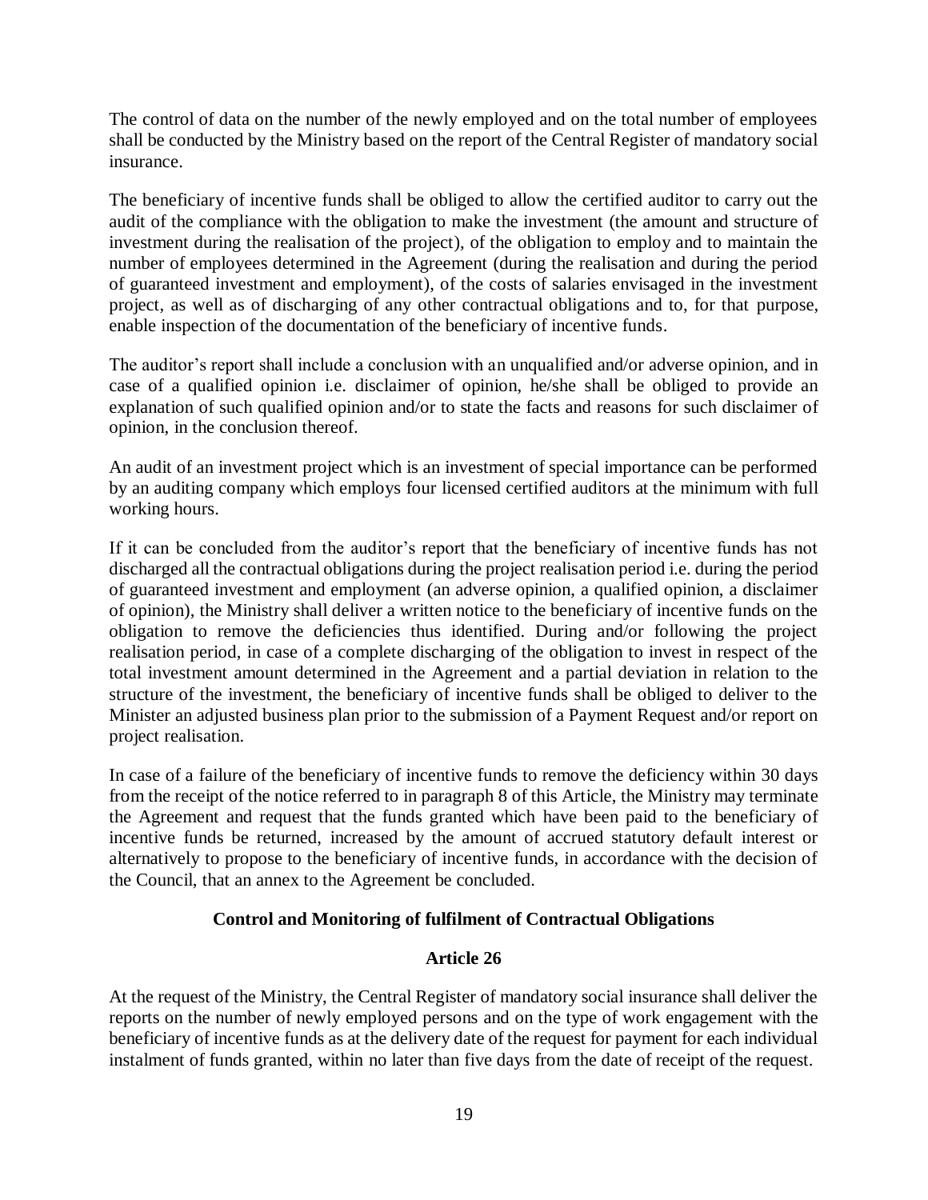The control of data on the number of the newly employed and on the total number of employees shall be conducted by the Ministry based on the report of the Central Register of mandatory social insurance.

The beneficiary of incentive funds shall be obliged to allow the certified auditor to carry out the audit of the compliance with the obligation to make the investment (the amount and structure of investment during the realisation of the project), of the obligation to employ and to maintain the number of employees determined in the Agreement (during the realisation and during the period of guaranteed investment and employment), of the costs of salaries envisaged in the investment project, as well as of discharging of any other contractual obligations and to, for that purpose, enable inspection of the documentation of the beneficiary of incentive funds.

The auditor's report shall include a conclusion with an unqualified and/or adverse opinion, and in case of a qualified opinion i.e. disclaimer of opinion, he/she shall be obliged to provide an explanation of such qualified opinion and/or to state the facts and reasons for such disclaimer of opinion, in the conclusion thereof.

An audit of an investment project which is an investment of special importance can be performed by an auditing company which employs four licensed certified auditors at the minimum with full working hours.

If it can be concluded from the auditor's report that the beneficiary of incentive funds has not discharged all the contractual obligations during the project realisation period i.e. during the period of guaranteed investment and employment (an adverse opinion, a qualified opinion, a disclaimer of opinion), the Ministry shall deliver a written notice to the beneficiary of incentive funds on the obligation to remove the deficiencies thus identified. During and/or following the project realisation period, in case of a complete discharging of the obligation to invest in respect of the total investment amount determined in the Agreement and a partial deviation in relation to the structure of the investment, the beneficiary of incentive funds shall be obliged to deliver to the Minister an adjusted business plan prior to the submission of a Payment Request and/or report on project realisation.

In case of a failure of the beneficiary of incentive funds to remove the deficiency within 30 days from the receipt of the notice referred to in paragraph 8 of this Article, the Ministry may terminate the Agreement and request that the funds granted which have been paid to the beneficiary of incentive funds be returned, increased by the amount of accrued statutory default interest or alternatively to propose to the beneficiary of incentive funds, in accordance with the decision of the Council, that an annex to the Agreement be concluded.

**Control and Monitoring of fulfilment of Contractual Obligations**

**Article 26**

At the request of the Ministry, the Central Register of mandatory social insurance shall deliver the reports on the number of newly employed persons and on the type of work engagement with the beneficiary of incentive funds as at the delivery date of the request for payment for each individual instalment of funds granted, within no later than five days from the date of receipt of the request.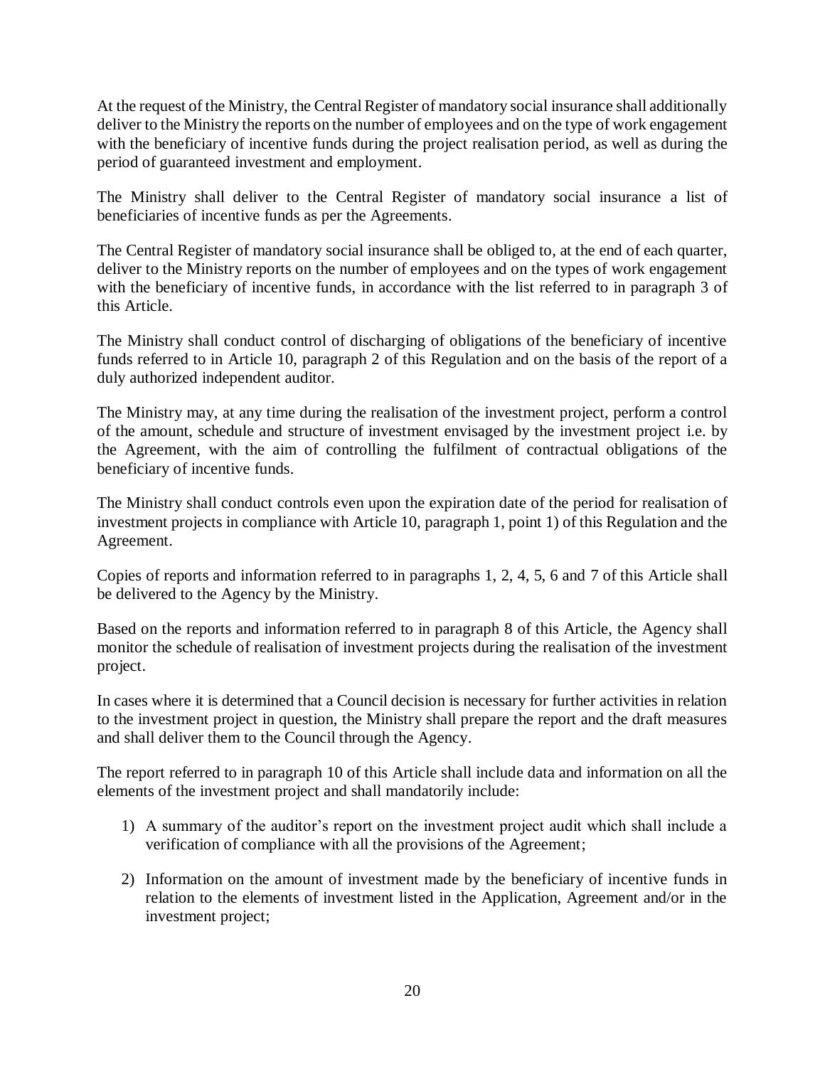At the request of the Ministry, the Central Register of mandatory social insurance shall additionally deliver to the Ministry the reports on the number of employees and on the type of work engagement with the beneficiary of incentive funds during the project realisation period, as well as during the period of guaranteed investment and employment.

The Ministry shall deliver to the Central Register of mandatory social insurance a list of beneficiaries of incentive funds as per the Agreements.

The Central Register of mandatory social insurance shall be obliged to, at the end of each quarter, deliver to the Ministry reports on the number of employees and on the types of work engagement with the beneficiary of incentive funds, in accordance with the list referred to in paragraph 3 of this Article.

The Ministry shall conduct control of discharging of obligations of the beneficiary of incentive funds referred to in Article 10, paragraph 2 of this Regulation and on the basis of the report of a duly authorized independent auditor.

The Ministry may, at any time during the realisation of the investment project, perform a control of the amount, schedule and structure of investment envisaged by the investment project i.e. by the Agreement, with the aim of controlling the fulfilment of contractual obligations of the beneficiary of incentive funds.

The Ministry shall conduct controls even upon the expiration date of the period for realisation of investment projects in compliance with Article 10, paragraph 1, point 1) of this Regulation and the Agreement.

Copies of reports and information referred to in paragraphs 1, 2, 4, 5, 6 and 7 of this Article shall be delivered to the Agency by the Ministry.

Based on the reports and information referred to in paragraph 8 of this Article, the Agency shall monitor the schedule of realisation of investment projects during the realisation of the investment project.

In cases where it is determined that a Council decision is necessary for further activities in relation to the investment project in question, the Ministry shall prepare the report and the draft measures and shall deliver them to the Council through the Agency.

The report referred to in paragraph 10 of this Article shall include data and information on all the elements of the investment project and shall mandatorily include:

1) A summary of the auditor's report on the investment project audit which shall include a verification of compliance with all the provisions of the Agreement;

2) Information on the amount of investment made by the beneficiary of incentive funds in relation to the elements of investment listed in the Application, Agreement and/or in the investment project;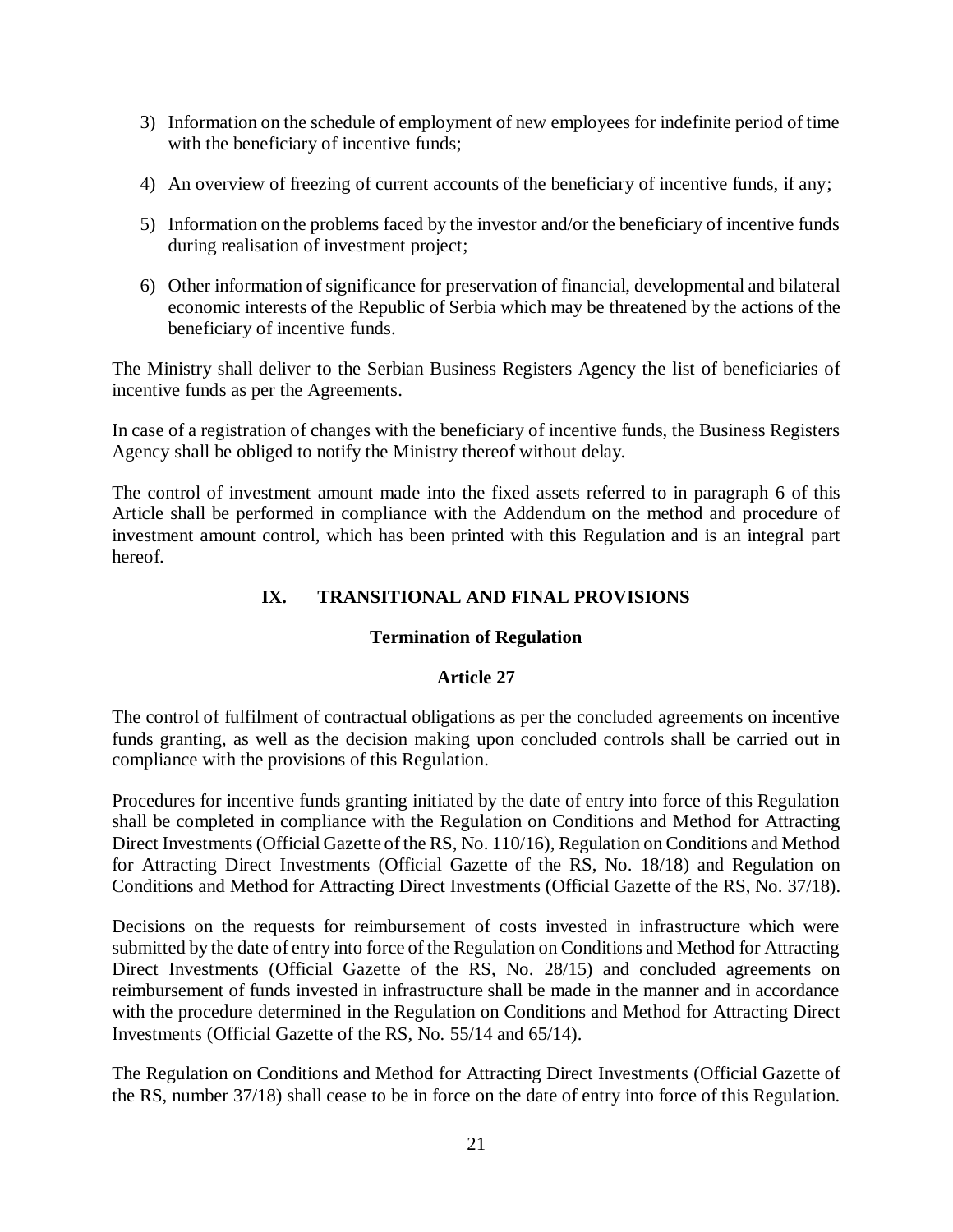3) Information on the schedule of employment of new employees for indefinite period of time with the beneficiary of incentive funds;

4) An overview of freezing of current accounts of the beneficiary of incentive funds, if any;

5) Information on the problems faced by the investor and/or the beneficiary of incentive funds during realisation of investment project;

6) Other information of significance for preservation of financial, developmental and bilateral economic interests of the Republic of Serbia which may be threatened by the actions of the beneficiary of incentive funds.

The Ministry shall deliver to the Serbian Business Registers Agency the list of beneficiaries of incentive funds as per the Agreements.

In case of a registration of changes with the beneficiary of incentive funds, the Business Registers Agency shall be obliged to notify the Ministry thereof without delay.

The control of investment amount made into the fixed assets referred to in paragraph 6 of this Article shall be performed in compliance with the Addendum on the method and procedure of investment amount control, which has been printed with this Regulation and is an integral part hereof.

## IX. TRANSITIONAL AND FINAL PROVISIONS

### Termination of Regulation

### Article 27

The control of fulfilment of contractual obligations as per the concluded agreements on incentive funds granting, as well as the decision making upon concluded controls shall be carried out in compliance with the provisions of this Regulation.

Procedures for incentive funds granting initiated by the date of entry into force of this Regulation shall be completed in compliance with the Regulation on Conditions and Method for Attracting Direct Investments (Official Gazette of the RS, No. 110/16), Regulation on Conditions and Method for Attracting Direct Investments (Official Gazette of the RS, No. 18/18) and Regulation on Conditions and Method for Attracting Direct Investments (Official Gazette of the RS, No. 37/18).

Decisions on the requests for reimbursement of costs invested in infrastructure which were submitted by the date of entry into force of the Regulation on Conditions and Method for Attracting Direct Investments (Official Gazette of the RS, No. 28/15) and concluded agreements on reimbursement of funds invested in infrastructure shall be made in the manner and in accordance with the procedure determined in the Regulation on Conditions and Method for Attracting Direct Investments (Official Gazette of the RS, No. 55/14 and 65/14).

The Regulation on Conditions and Method for Attracting Direct Investments (Official Gazette of the RS, number 37/18) shall cease to be in force on the date of entry into force of this Regulation.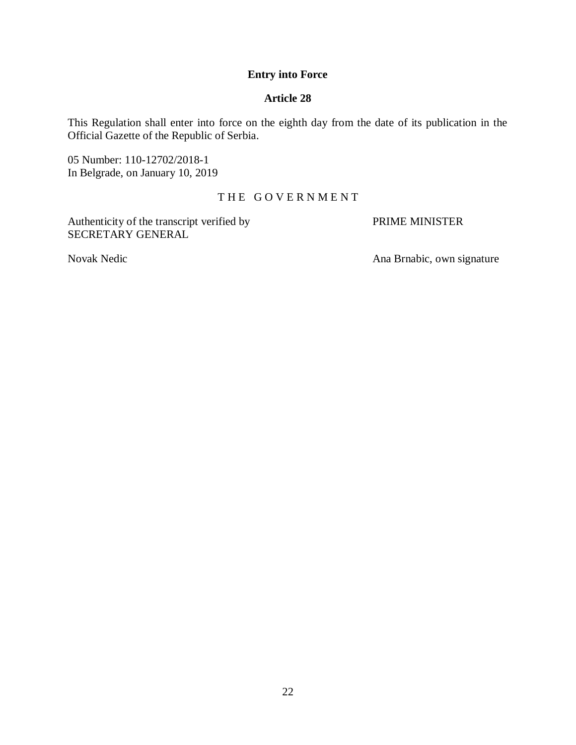**Entry into Force**

**Article 28**

This Regulation shall enter into force on the eighth day from the date of its publication in the Official Gazette of the Republic of Serbia.

05 Number: 110-12702/2018-1
In Belgrade, on January 10, 2019

T H E G O V E R N M E N T

Authenticity of the transcript verified by
SECRETARY GENERAL

Novak Nedic

PRIME MINISTER

Ana Brnabic, own signature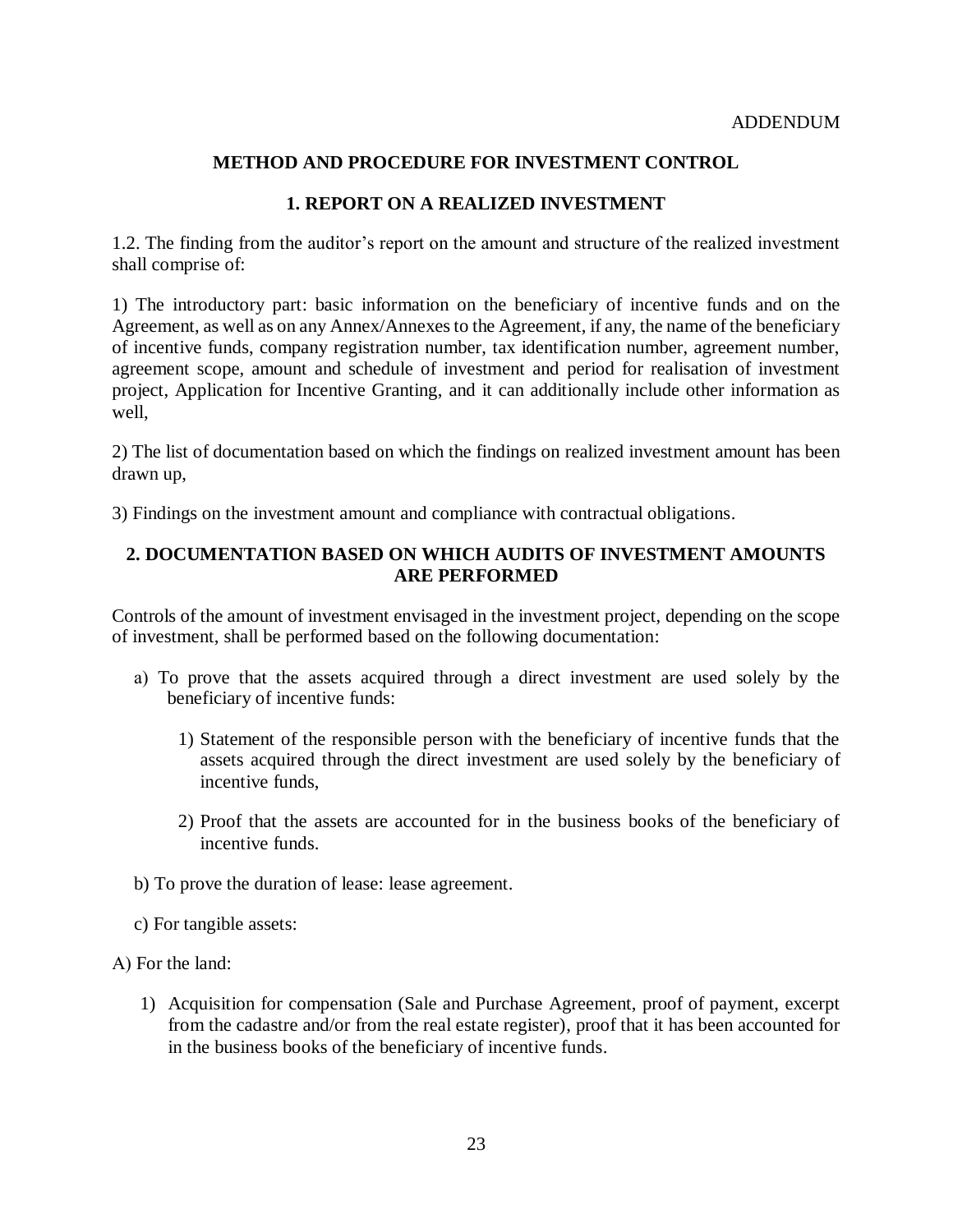ADDENDUM

## METHOD AND PROCEDURE FOR INVESTMENT CONTROL

### 1. REPORT ON A REALIZED INVESTMENT

1.2. The finding from the auditor's report on the amount and structure of the realized investment shall comprise of:

1) The introductory part: basic information on the beneficiary of incentive funds and on the Agreement, as well as on any Annex/Annexes to the Agreement, if any, the name of the beneficiary of incentive funds, company registration number, tax identification number, agreement number, agreement scope, amount and schedule of investment and period for realisation of investment project, Application for Incentive Granting, and it can additionally include other information as well,

2) The list of documentation based on which the findings on realized investment amount has been drawn up,

3) Findings on the investment amount and compliance with contractual obligations.

### 2. DOCUMENTATION BASED ON WHICH AUDITS OF INVESTMENT AMOUNTS ARE PERFORMED

Controls of the amount of investment envisaged in the investment project, depending on the scope of investment, shall be performed based on the following documentation:

a) To prove that the assets acquired through a direct investment are used solely by the beneficiary of incentive funds:

   1) Statement of the responsible person with the beneficiary of incentive funds that the assets acquired through the direct investment are used solely by the beneficiary of incentive funds,

   2) Proof that the assets are accounted for in the business books of the beneficiary of incentive funds.

b) To prove the duration of lease: lease agreement.

c) For tangible assets:

A) For the land:

1) Acquisition for compensation (Sale and Purchase Agreement, proof of payment, excerpt from the cadastre and/or from the real estate register), proof that it has been accounted for in the business books of the beneficiary of incentive funds.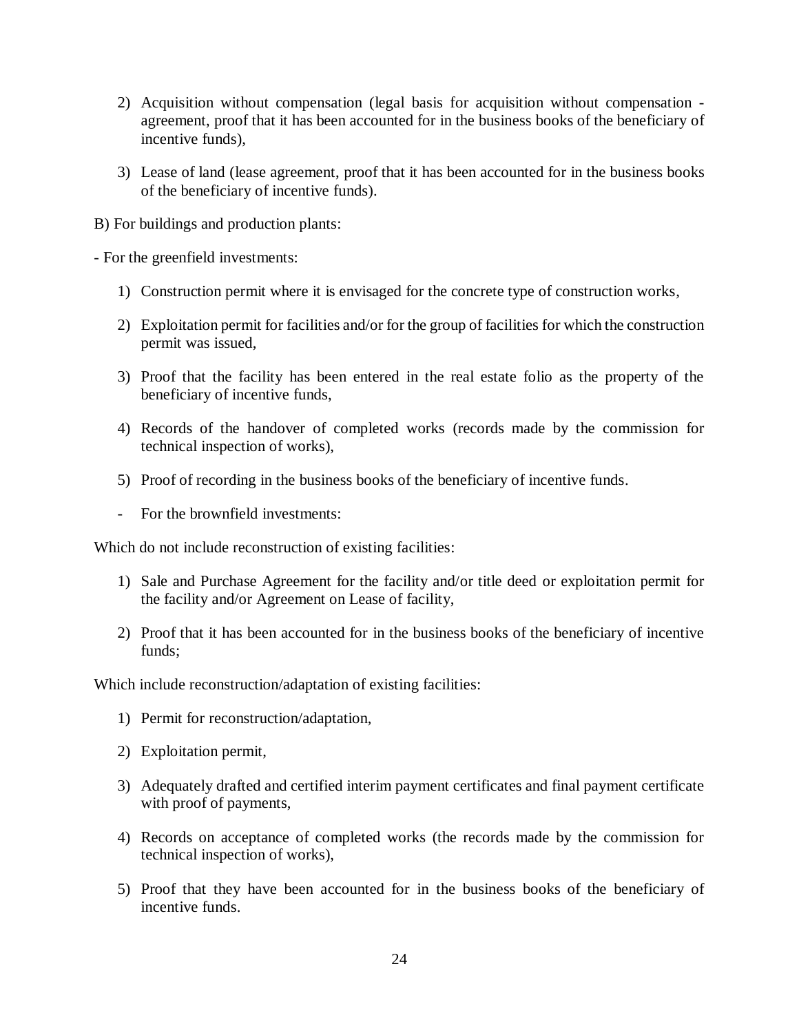2) Acquisition without compensation (legal basis for acquisition without compensation - agreement, proof that it has been accounted for in the business books of the beneficiary of incentive funds),

3) Lease of land (lease agreement, proof that it has been accounted for in the business books of the beneficiary of incentive funds).

B) For buildings and production plants:

- For the greenfield investments:

1) Construction permit where it is envisaged for the concrete type of construction works,

2) Exploitation permit for facilities and/or for the group of facilities for which the construction permit was issued,

3) Proof that the facility has been entered in the real estate folio as the property of the beneficiary of incentive funds,

4) Records of the handover of completed works (records made by the commission for technical inspection of works),

5) Proof of recording in the business books of the beneficiary of incentive funds.

- For the brownfield investments:

Which do not include reconstruction of existing facilities:

1) Sale and Purchase Agreement for the facility and/or title deed or exploitation permit for the facility and/or Agreement on Lease of facility,

2) Proof that it has been accounted for in the business books of the beneficiary of incentive funds;

Which include reconstruction/adaptation of existing facilities:

1) Permit for reconstruction/adaptation,

2) Exploitation permit,

3) Adequately drafted and certified interim payment certificates and final payment certificate with proof of payments,

4) Records on acceptance of completed works (the records made by the commission for technical inspection of works),

5) Proof that they have been accounted for in the business books of the beneficiary of incentive funds.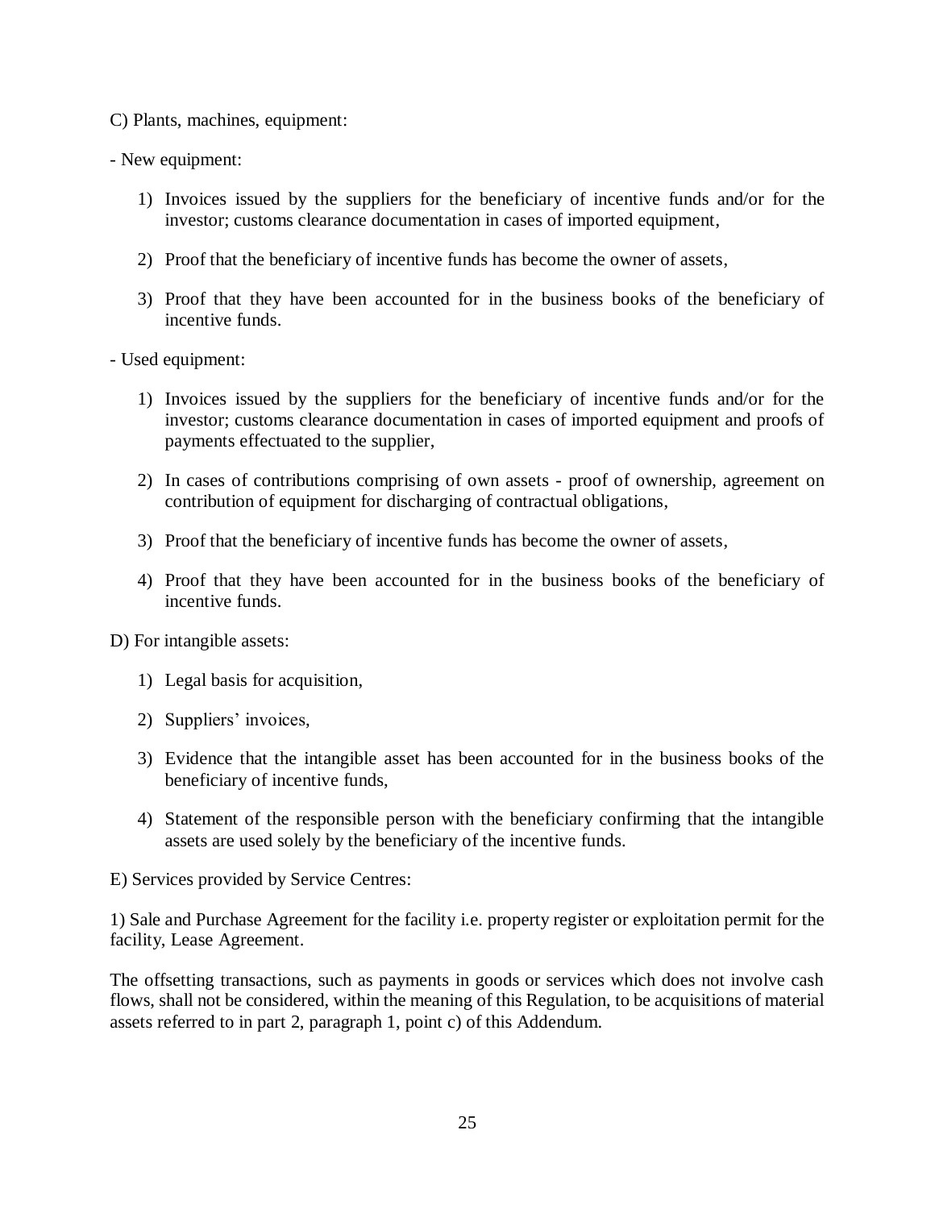C) Plants, machines, equipment:

- New equipment:

1) Invoices issued by the suppliers for the beneficiary of incentive funds and/or for the investor; customs clearance documentation in cases of imported equipment,
2) Proof that the beneficiary of incentive funds has become the owner of assets,
3) Proof that they have been accounted for in the business books of the beneficiary of incentive funds.

- Used equipment:

1) Invoices issued by the suppliers for the beneficiary of incentive funds and/or for the investor; customs clearance documentation in cases of imported equipment and proofs of payments effectuated to the supplier,
2) In cases of contributions comprising of own assets - proof of ownership, agreement on contribution of equipment for discharging of contractual obligations,
3) Proof that the beneficiary of incentive funds has become the owner of assets,
4) Proof that they have been accounted for in the business books of the beneficiary of incentive funds.

D) For intangible assets:

1) Legal basis for acquisition,
2) Suppliers' invoices,
3) Evidence that the intangible asset has been accounted for in the business books of the beneficiary of incentive funds,
4) Statement of the responsible person with the beneficiary confirming that the intangible assets are used solely by the beneficiary of the incentive funds.

E) Services provided by Service Centres:

1) Sale and Purchase Agreement for the facility i.e. property register or exploitation permit for the facility, Lease Agreement.

The offsetting transactions, such as payments in goods or services which does not involve cash flows, shall not be considered, within the meaning of this Regulation, to be acquisitions of material assets referred to in part 2, paragraph 1, point c) of this Addendum.